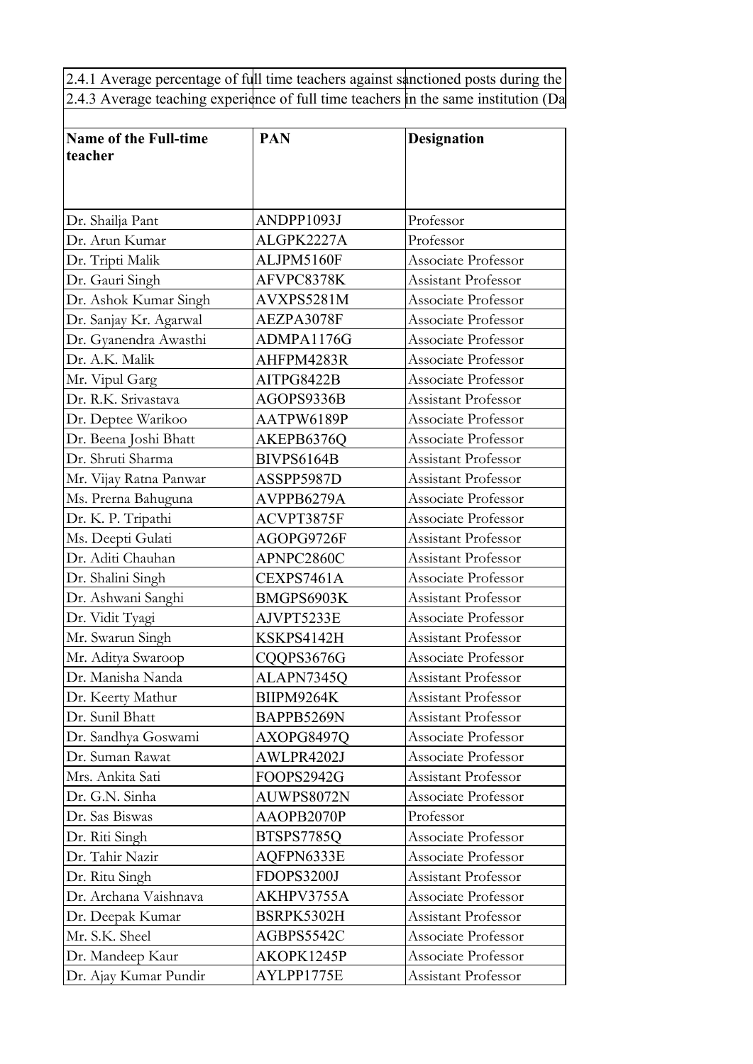2.4.1 Average percentage of full time teachers against sanctioned posts during the

2.4.3 Average teaching experience of full time teachers in the same institution (Da

| Name of the Full-time teacher | PAN | Designation |
|---|---|---|
| Dr. Shailja Pant | ANDPP1093J | Professor |
| Dr. Arun Kumar | ALGPK2227A | Professor |
| Dr. Tripti Malik | ALJPM5160F | Associate Professor |
| Dr. Gauri Singh | AFVPC8378K | Assistant Professor |
| Dr. Ashok Kumar Singh | AVXPS5281M | Associate Professor |
| Dr. Sanjay Kr. Agarwal | AEZPA3078F | Associate Professor |
| Dr. Gyanendra Awasthi | ADMPA1176G | Associate Professor |
| Dr. A.K. Malik | AHFPM4283R | Associate Professor |
| Mr. Vipul Garg | AITPG8422B | Associate Professor |
| Dr. R.K. Srivastava | AGOPS9336B | Assistant Professor |
| Dr. Deptee Warikoo | AATPW6189P | Associate Professor |
| Dr. Beena Joshi Bhatt | AKEPB6376Q | Associate Professor |
| Dr. Shruti Sharma | BIVPS6164B | Assistant Professor |
| Mr. Vijay Ratna Panwar | ASSPP5987D | Assistant Professor |
| Ms. Prerna Bahuguna | AVPPB6279A | Associate Professor |
| Dr. K. P. Tripathi | ACVPT3875F | Associate Professor |
| Ms. Deepti Gulati | AGOPG9726F | Assistant Professor |
| Dr. Aditi Chauhan | APNPC2860C | Assistant Professor |
| Dr. Shalini Singh | CEXPS7461A | Associate Professor |
| Dr. Ashwani Sanghi | BMGPS6903K | Assistant Professor |
| Dr. Vidit Tyagi | AJVPT5233E | Associate Professor |
| Mr. Swarun Singh | KSKPS4142H | Assistant Professor |
| Mr. Aditya Swaroop | CQQPS3676G | Associate Professor |
| Dr. Manisha Nanda | ALAPN7345Q | Assistant Professor |
| Dr. Keerty Mathur | BIIPM9264K | Assistant Professor |
| Dr. Sunil Bhatt | BAPPB5269N | Assistant Professor |
| Dr. Sandhya Goswami | AXOPG8497Q | Associate Professor |
| Dr. Suman Rawat | AWLPR4202J | Associate Professor |
| Mrs. Ankita Sati | FOOPS2942G | Assistant Professor |
| Dr. G.N. Sinha | AUWPS8072N | Associate Professor |
| Dr. Sas Biswas | AAOPB2070P | Professor |
| Dr. Riti Singh | BTSPS7785Q | Associate Professor |
| Dr. Tahir Nazir | AQFPN6333E | Associate Professor |
| Dr. Ritu Singh | FDOPS3200J | Assistant Professor |
| Dr. Archana Vaishnava | AKHPV3755A | Associate Professor |
| Dr. Deepak Kumar | BSRPK5302H | Assistant Professor |
| Mr. S.K. Sheel | AGBPS5542C | Associate Professor |
| Dr. Mandeep Kaur | AKOPK1245P | Associate Professor |
| Dr. Ajay Kumar Pundir | AYLPP1775E | Assistant Professor |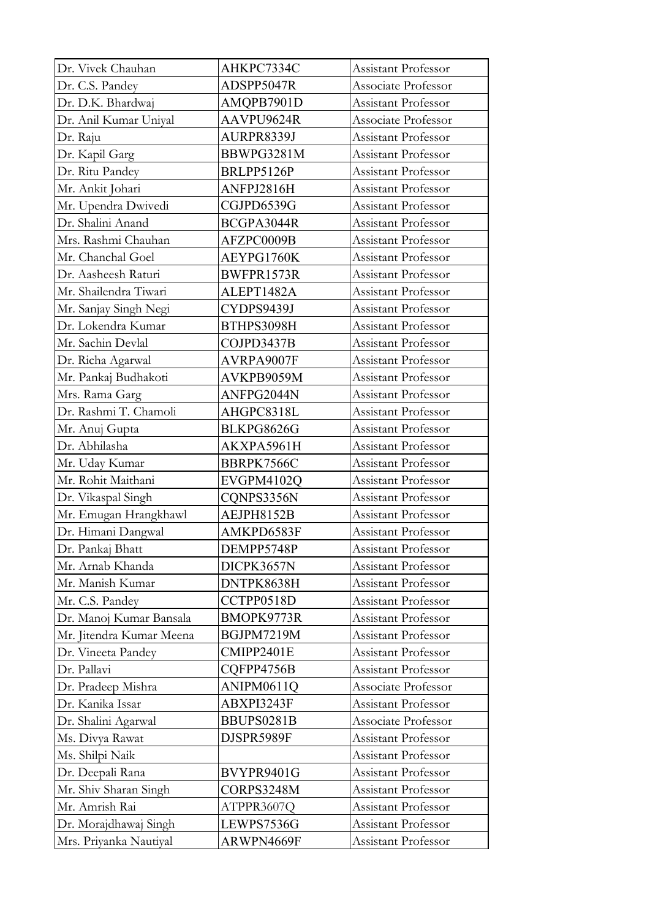| | | |
|---|---|---|
| Dr. Vivek Chauhan | AHKPC7334C | Assistant Professor |
| Dr. C.S. Pandey | ADSPP5047R | Associate Professor |
| Dr. D.K. Bhardwaj | AMQPB7901D | Assistant Professor |
| Dr. Anil Kumar Uniyal | AAVPU9624R | Associate Professor |
| Dr. Raju | AURPR8339J | Assistant Professor |
| Dr. Kapil Garg | BBWPG3281M | Assistant Professor |
| Dr. Ritu Pandey | BRLPP5126P | Assistant Professor |
| Mr. Ankit Johari | ANFPJ2816H | Assistant Professor |
| Mr. Upendra Dwivedi | CGJPD6539G | Assistant Professor |
| Dr. Shalini Anand | BCGPA3044R | Assistant Professor |
| Mrs. Rashmi Chauhan | AFZPC0009B | Assistant Professor |
| Mr. Chanchal Goel | AEYPG1760K | Assistant Professor |
| Dr. Aasheesh Raturi | BWFPR1573R | Assistant Professor |
| Mr. Shailendra Tiwari | ALEPT1482A | Assistant Professor |
| Mr. Sanjay Singh Negi | CYDPS9439J | Assistant Professor |
| Dr. Lokendra Kumar | BTHPS3098H | Assistant Professor |
| Mr. Sachin Devlal | COJPD3437B | Assistant Professor |
| Dr. Richa Agarwal | AVRPA9007F | Assistant Professor |
| Mr. Pankaj Budhakoti | AVKPB9059M | Assistant Professor |
| Mrs. Rama Garg | ANFPG2044N | Assistant Professor |
| Dr. Rashmi T. Chamoli | AHGPC8318L | Assistant Professor |
| Mr. Anuj Gupta | BLKPG8626G | Assistant Professor |
| Dr. Abhilasha | AKXPA5961H | Assistant Professor |
| Mr. Uday Kumar | BBRPK7566C | Assistant Professor |
| Mr. Rohit Maithani | EVGPM4102Q | Assistant Professor |
| Dr. Vikaspal Singh | CQNPS3356N | Assistant Professor |
| Mr. Emugan Hrangkhawl | AEJPH8152B | Assistant Professor |
| Dr. Himani Dangwal | AMKPD6583F | Assistant Professor |
| Dr. Pankaj Bhatt | DEMPP5748P | Assistant Professor |
| Mr. Arnab Khanda | DICPK3657N | Assistant Professor |
| Mr. Manish Kumar | DNTPK8638H | Assistant Professor |
| Mr. C.S. Pandey | CCTPP0518D | Assistant Professor |
| Dr. Manoj Kumar Bansala | BMOPK9773R | Assistant Professor |
| Mr. Jitendra Kumar Meena | BGJPM7219M | Assistant Professor |
| Dr. Vineeta Pandey | CMIPP2401E | Assistant Professor |
| Dr. Pallavi | CQFPP4756B | Assistant Professor |
| Dr. Pradeep Mishra | ANIPM0611Q | Associate Professor |
| Dr. Kanika Issar | ABXPI3243F | Assistant Professor |
| Dr. Shalini Agarwal | BBUPS0281B | Associate Professor |
| Ms. Divya Rawat | DJSPR5989F | Assistant Professor |
| Ms. Shilpi Naik | | Assistant Professor |
| Dr. Deepali Rana | BVYPR9401G | Assistant Professor |
| Mr. Shiv Sharan Singh | CORPS3248M | Assistant Professor |
| Mr. Amrish Rai | ATPPR3607Q | Assistant Professor |
| Dr. Morajdhawaj Singh | LEWPS7536G | Assistant Professor |
| Mrs. Priyanka Nautiyal | ARWPN4669F | Assistant Professor |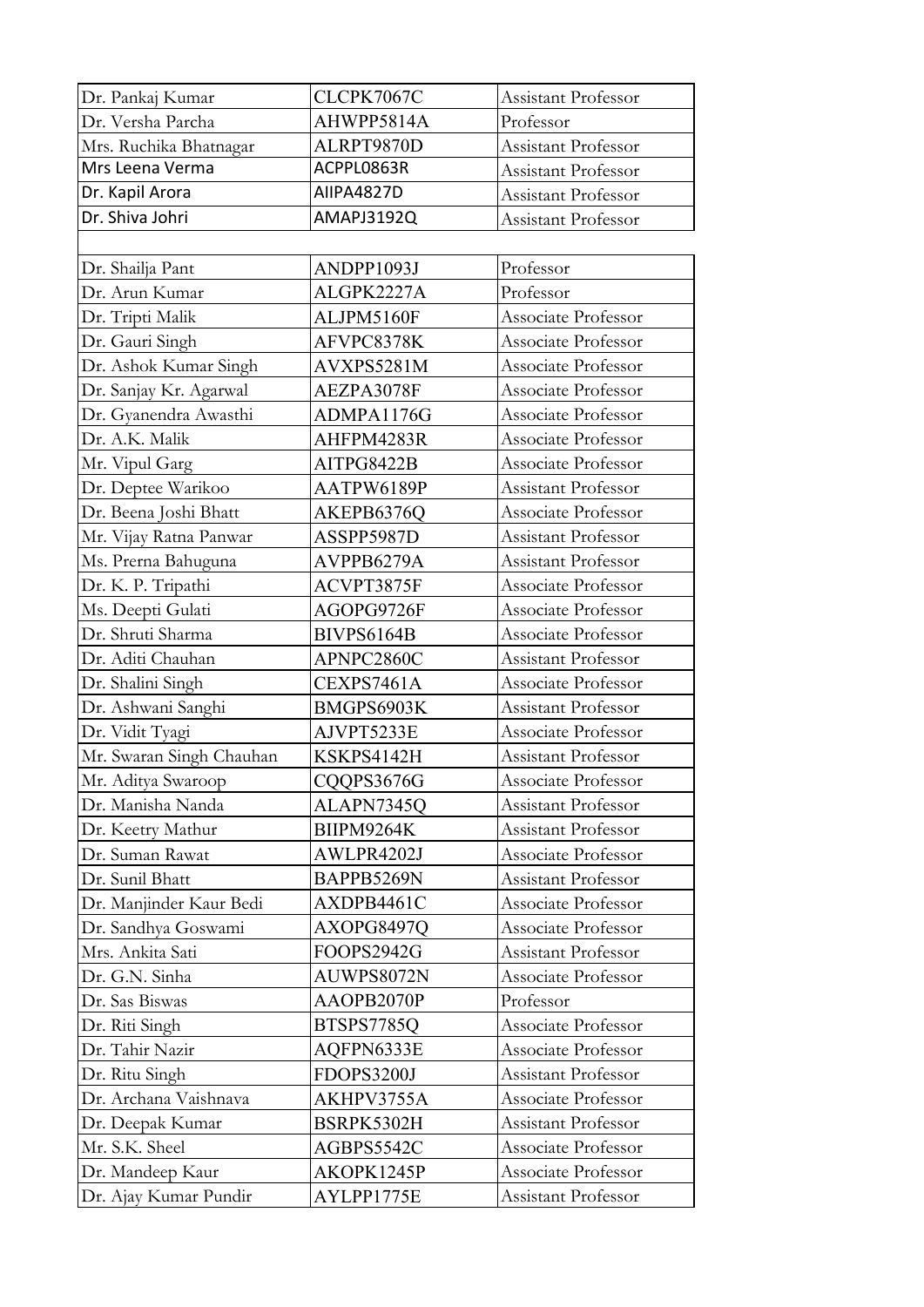| Dr. Pankaj Kumar | CLCPK7067C | Assistant Professor |
|---|---|---|
| Dr. Versha Parcha | AHWPP5814A | Professor |
| Mrs. Ruchika Bhatnagar | ALRPT9870D | Assistant Professor |
| Mrs Leena Verma | ACPPL0863R | Assistant Professor |
| Dr. Kapil Arora | AIIPA4827D | Assistant Professor |
| Dr. Shiva Johri | AMAPJ3192Q | Assistant Professor |

| Dr. Shailja Pant | ANDPP1093J | Professor |
|---|---|---|
| Dr. Arun Kumar | ALGPK2227A | Professor |
| Dr. Tripti Malik | ALJPM5160F | Associate Professor |
| Dr. Gauri Singh | AFVPC8378K | Associate Professor |
| Dr. Ashok Kumar Singh | AVXPS5281M | Associate Professor |
| Dr. Sanjay Kr. Agarwal | AEZPA3078F | Associate Professor |
| Dr. Gyanendra Awasthi | ADMPA1176G | Associate Professor |
| Dr. A.K. Malik | AHFPM4283R | Associate Professor |
| Mr. Vipul Garg | AITPG8422B | Associate Professor |
| Dr. Deptee Warikoo | AATPW6189P | Assistant Professor |
| Dr. Beena Joshi Bhatt | AKEPB6376Q | Associate Professor |
| Mr. Vijay Ratna Panwar | ASSPP5987D | Assistant Professor |
| Ms. Prerna Bahuguna | AVPPB6279A | Assistant Professor |
| Dr. K. P. Tripathi | ACVPT3875F | Associate Professor |
| Ms. Deepti Gulati | AGOPG9726F | Associate Professor |
| Dr. Shruti Sharma | BIVPS6164B | Associate Professor |
| Dr. Aditi Chauhan | APNPC2860C | Assistant Professor |
| Dr. Shalini Singh | CEXPS7461A | Associate Professor |
| Dr. Ashwani Sanghi | BMGPS6903K | Assistant Professor |
| Dr. Vidit Tyagi | AJVPT5233E | Associate Professor |
| Mr. Swaran Singh Chauhan | KSKPS4142H | Assistant Professor |
| Mr. Aditya Swaroop | CQQPS3676G | Associate Professor |
| Dr. Manisha Nanda | ALAPN7345Q | Assistant Professor |
| Dr. Keetry Mathur | BIIPM9264K | Assistant Professor |
| Dr. Suman Rawat | AWLPR4202J | Associate Professor |
| Dr. Sunil Bhatt | BAPPB5269N | Assistant Professor |
| Dr. Manjinder Kaur Bedi | AXDPB4461C | Associate Professor |
| Dr. Sandhya Goswami | AXOPG8497Q | Associate Professor |
| Mrs. Ankita Sati | FOOPS2942G | Assistant Professor |
| Dr. G.N. Sinha | AUWPS8072N | Associate Professor |
| Dr. Sas Biswas | AAOPB2070P | Professor |
| Dr. Riti Singh | BTSPS7785Q | Associate Professor |
| Dr. Tahir Nazir | AQFPN6333E | Associate Professor |
| Dr. Ritu Singh | FDOPS3200J | Assistant Professor |
| Dr. Archana Vaishnava | AKHPV3755A | Associate Professor |
| Dr. Deepak Kumar | BSRPK5302H | Assistant Professor |
| Mr. S.K. Sheel | AGBPS5542C | Associate Professor |
| Dr. Mandeep Kaur | AKOPK1245P | Associate Professor |
| Dr. Ajay Kumar Pundir | AYLPP1775E | Assistant Professor |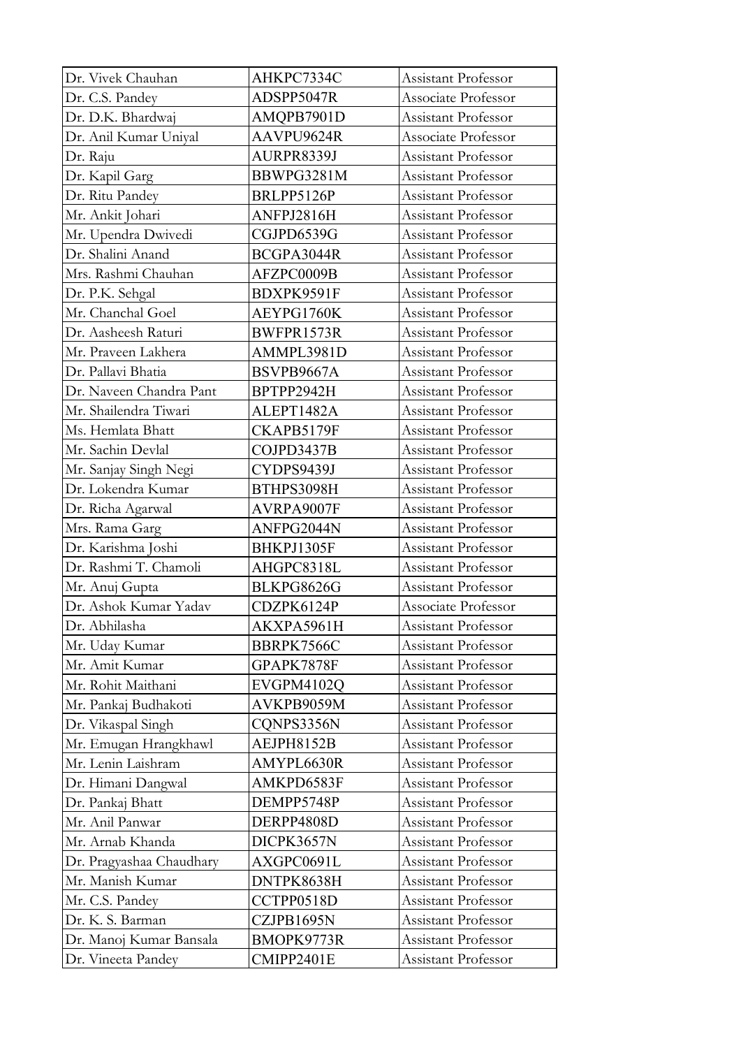| Dr. Vivek Chauhan | AHKPC7334C | Assistant Professor |
|---|---|---|
| Dr. C.S. Pandey | ADSPP5047R | Associate Professor |
| Dr. D.K. Bhardwaj | AMQPB7901D | Assistant Professor |
| Dr. Anil Kumar Uniyal | AAVPU9624R | Associate Professor |
| Dr. Raju | AURPR8339J | Assistant Professor |
| Dr. Kapil Garg | BBWPG3281M | Assistant Professor |
| Dr. Ritu Pandey | BRLPP5126P | Assistant Professor |
| Mr. Ankit Johari | ANFPJ2816H | Assistant Professor |
| Mr. Upendra Dwivedi | CGJPD6539G | Assistant Professor |
| Dr. Shalini Anand | BCGPA3044R | Assistant Professor |
| Mrs. Rashmi Chauhan | AFZPC0009B | Assistant Professor |
| Dr. P.K. Sehgal | BDXPK9591F | Assistant Professor |
| Mr. Chanchal Goel | AEYPG1760K | Assistant Professor |
| Dr. Aasheesh Raturi | BWFPR1573R | Assistant Professor |
| Mr. Praveen Lakhera | AMMPL3981D | Assistant Professor |
| Dr. Pallavi Bhatia | BSVPB9667A | Assistant Professor |
| Dr. Naveen Chandra Pant | BPTPP2942H | Assistant Professor |
| Mr. Shailendra Tiwari | ALEPT1482A | Assistant Professor |
| Ms. Hemlata Bhatt | CKAPB5179F | Assistant Professor |
| Mr. Sachin Devlal | COJPD3437B | Assistant Professor |
| Mr. Sanjay Singh Negi | CYDPS9439J | Assistant Professor |
| Dr. Lokendra Kumar | BTHPS3098H | Assistant Professor |
| Dr. Richa Agarwal | AVRPA9007F | Assistant Professor |
| Mrs. Rama Garg | ANFPG2044N | Assistant Professor |
| Dr. Karishma Joshi | BHKPJ1305F | Assistant Professor |
| Dr. Rashmi T. Chamoli | AHGPC8318L | Assistant Professor |
| Mr. Anuj Gupta | BLKPG8626G | Assistant Professor |
| Dr. Ashok Kumar Yadav | CDZPK6124P | Associate Professor |
| Dr. Abhilasha | AKXPA5961H | Assistant Professor |
| Mr. Uday Kumar | BBRPK7566C | Assistant Professor |
| Mr. Amit Kumar | GPAPK7878F | Assistant Professor |
| Mr. Rohit Maithani | EVGPM4102Q | Assistant Professor |
| Mr. Pankaj Budhakoti | AVKPB9059M | Assistant Professor |
| Dr. Vikaspal Singh | CQNPS3356N | Assistant Professor |
| Mr. Emugan Hrangkhawl | AEJPH8152B | Assistant Professor |
| Mr. Lenin Laishram | AMYPL6630R | Assistant Professor |
| Dr. Himani Dangwal | AMKPD6583F | Assistant Professor |
| Dr. Pankaj Bhatt | DEMPP5748P | Assistant Professor |
| Mr. Anil Panwar | DERPP4808D | Assistant Professor |
| Mr. Arnab Khanda | DICPK3657N | Assistant Professor |
| Dr. Pragyashaa Chaudhary | AXGPC0691L | Assistant Professor |
| Mr. Manish Kumar | DNTPK8638H | Assistant Professor |
| Mr. C.S. Pandey | CCTPP0518D | Assistant Professor |
| Dr. K. S. Barman | CZJPB1695N | Assistant Professor |
| Dr. Manoj Kumar Bansala | BMOPK9773R | Assistant Professor |
| Dr. Vineeta Pandey | CMIPP2401E | Assistant Professor |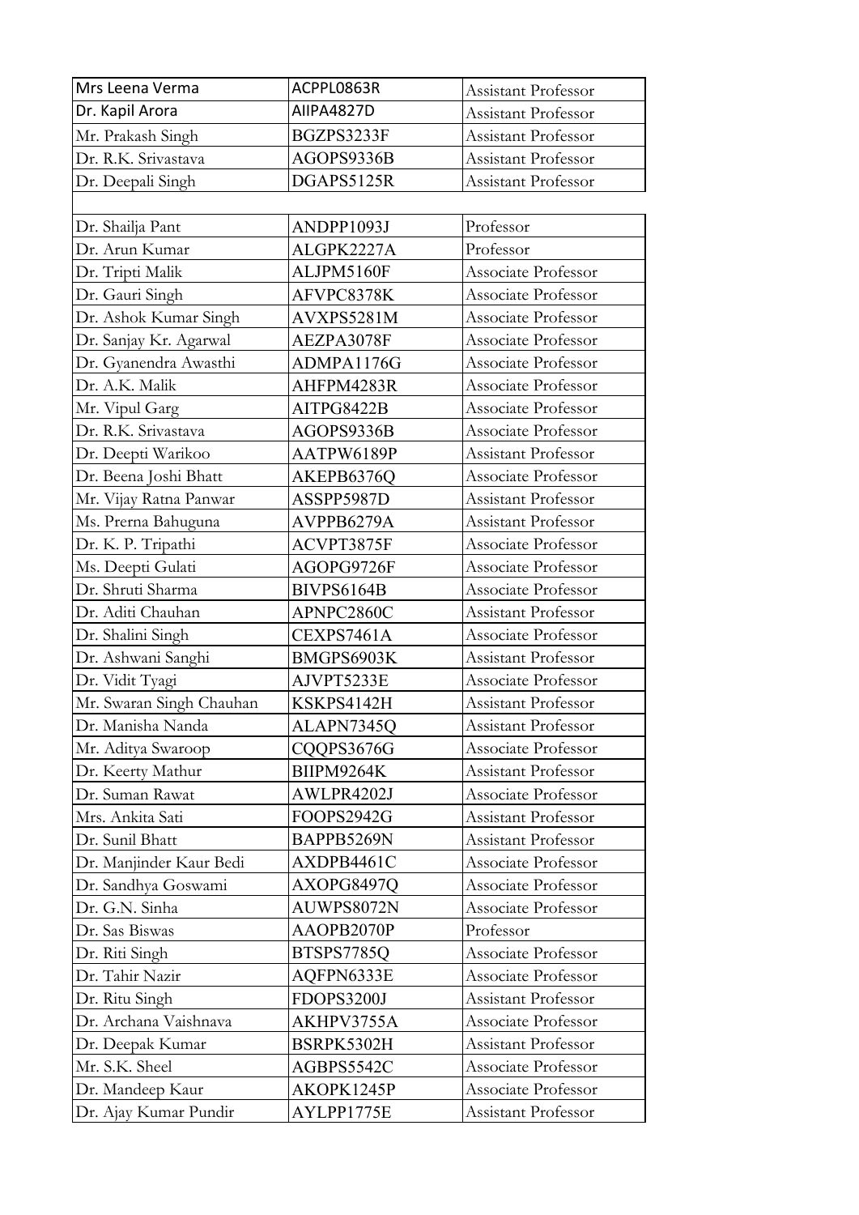| Mrs Leena Verma | ACPPL0863R | Assistant Professor |
|---|---|---|
| Dr. Kapil Arora | AIIPA4827D | Assistant Professor |
| Mr. Prakash Singh | BGZPS3233F | Assistant Professor |
| Dr. R.K. Srivastava | AGOPS9336B | Assistant Professor |
| Dr. Deepali Singh | DGAPS5125R | Assistant Professor |

| Dr. Shailja Pant | ANDPP1093J | Professor |
|---|---|---|
| Dr. Arun Kumar | ALGPK2227A | Professor |
| Dr. Tripti Malik | ALJPM5160F | Associate Professor |
| Dr. Gauri Singh | AFVPC8378K | Associate Professor |
| Dr. Ashok Kumar Singh | AVXPS5281M | Associate Professor |
| Dr. Sanjay Kr. Agarwal | AEZPA3078F | Associate Professor |
| Dr. Gyanendra Awasthi | ADMPA1176G | Associate Professor |
| Dr. A.K. Malik | AHFPM4283R | Associate Professor |
| Mr. Vipul Garg | AITPG8422B | Associate Professor |
| Dr. R.K. Srivastava | AGOPS9336B | Associate Professor |
| Dr. Deepti Warikoo | AATPW6189P | Assistant Professor |
| Dr. Beena Joshi Bhatt | AKEPB6376Q | Associate Professor |
| Mr. Vijay Ratna Panwar | ASSPP5987D | Assistant Professor |
| Ms. Prerna Bahuguna | AVPPB6279A | Assistant Professor |
| Dr. K. P. Tripathi | ACVPT3875F | Associate Professor |
| Ms. Deepti Gulati | AGOPG9726F | Associate Professor |
| Dr. Shruti Sharma | BIVPS6164B | Associate Professor |
| Dr. Aditi Chauhan | APNPC2860C | Assistant Professor |
| Dr. Shalini Singh | CEXPS7461A | Associate Professor |
| Dr. Ashwani Sanghi | BMGPS6903K | Assistant Professor |
| Dr. Vidit Tyagi | AJVPT5233E | Associate Professor |
| Mr. Swaran Singh Chauhan | KSKPS4142H | Assistant Professor |
| Dr. Manisha Nanda | ALAPN7345Q | Assistant Professor |
| Mr. Aditya Swaroop | CQQPS3676G | Associate Professor |
| Dr. Keerty Mathur | BIIPM9264K | Assistant Professor |
| Dr. Suman Rawat | AWLPR4202J | Associate Professor |
| Mrs. Ankita Sati | FOOPS2942G | Assistant Professor |
| Dr. Sunil Bhatt | BAPPB5269N | Assistant Professor |
| Dr. Manjinder Kaur Bedi | AXDPB4461C | Associate Professor |
| Dr. Sandhya Goswami | AXOPG8497Q | Associate Professor |
| Dr. G.N. Sinha | AUWPS8072N | Associate Professor |
| Dr. Sas Biswas | AAOPB2070P | Professor |
| Dr. Riti Singh | BTSPS7785Q | Associate Professor |
| Dr. Tahir Nazir | AQFPN6333E | Associate Professor |
| Dr. Ritu Singh | FDOPS3200J | Assistant Professor |
| Dr. Archana Vaishnava | AKHPV3755A | Associate Professor |
| Dr. Deepak Kumar | BSRPK5302H | Assistant Professor |
| Mr. S.K. Sheel | AGBPS5542C | Associate Professor |
| Dr. Mandeep Kaur | AKOPK1245P | Associate Professor |
| Dr. Ajay Kumar Pundir | AYLPP1775E | Assistant Professor |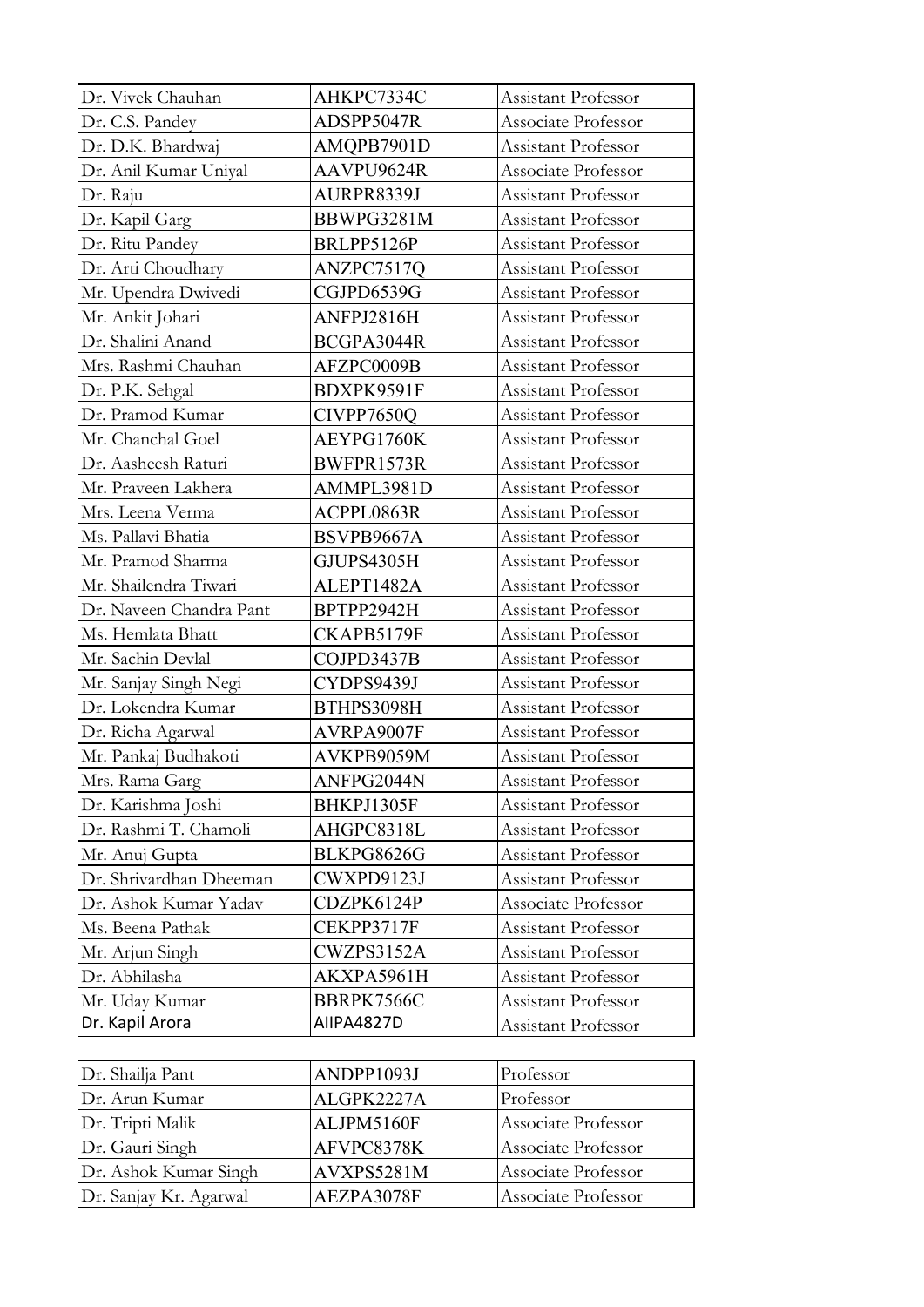| | | |
|---|---|---|
| Dr. Vivek Chauhan | AHKPC7334C | Assistant Professor |
| Dr. C.S. Pandey | ADSPP5047R | Associate Professor |
| Dr. D.K. Bhardwaj | AMQPB7901D | Assistant Professor |
| Dr. Anil Kumar Uniyal | AAVPU9624R | Associate Professor |
| Dr. Raju | AURPR8339J | Assistant Professor |
| Dr. Kapil Garg | BBWPG3281M | Assistant Professor |
| Dr. Ritu Pandey | BRLPP5126P | Assistant Professor |
| Dr. Arti Choudhary | ANZPC7517Q | Assistant Professor |
| Mr. Upendra Dwivedi | CGJPD6539G | Assistant Professor |
| Mr. Ankit Johari | ANFPJ2816H | Assistant Professor |
| Dr. Shalini Anand | BCGPA3044R | Assistant Professor |
| Mrs. Rashmi Chauhan | AFZPC0009B | Assistant Professor |
| Dr. P.K. Sehgal | BDXPK9591F | Assistant Professor |
| Dr. Pramod Kumar | CIVPP7650Q | Assistant Professor |
| Mr. Chanchal Goel | AEYPG1760K | Assistant Professor |
| Dr. Aasheesh Raturi | BWFPR1573R | Assistant Professor |
| Mr. Praveen Lakhera | AMMPL3981D | Assistant Professor |
| Mrs. Leena Verma | ACPPL0863R | Assistant Professor |
| Ms. Pallavi Bhatia | BSVPB9667A | Assistant Professor |
| Mr. Pramod Sharma | GJUPS4305H | Assistant Professor |
| Mr. Shailendra Tiwari | ALEPT1482A | Assistant Professor |
| Dr. Naveen Chandra Pant | BPTPP2942H | Assistant Professor |
| Ms. Hemlata Bhatt | CKAPB5179F | Assistant Professor |
| Mr. Sachin Devlal | COJPD3437B | Assistant Professor |
| Mr. Sanjay Singh Negi | CYDPS9439J | Assistant Professor |
| Dr. Lokendra Kumar | BTHPS3098H | Assistant Professor |
| Dr. Richa Agarwal | AVRPA9007F | Assistant Professor |
| Mr. Pankaj Budhakoti | AVKPB9059M | Assistant Professor |
| Mrs. Rama Garg | ANFPG2044N | Assistant Professor |
| Dr. Karishma Joshi | BHKPJ1305F | Assistant Professor |
| Dr. Rashmi T. Chamoli | AHGPC8318L | Assistant Professor |
| Mr. Anuj Gupta | BLKPG8626G | Assistant Professor |
| Dr. Shrivardhan Dheeman | CWXPD9123J | Assistant Professor |
| Dr. Ashok Kumar Yadav | CDZPK6124P | Associate Professor |
| Ms. Beena Pathak | CEKPP3717F | Assistant Professor |
| Mr. Arjun Singh | CWZPS3152A | Assistant Professor |
| Dr. Abhilasha | AKXPA5961H | Assistant Professor |
| Mr. Uday Kumar | BBRPK7566C | Assistant Professor |
| Dr. Kapil Arora | AIIPA4827D | Assistant Professor |

| | | |
|---|---|---|
| Dr. Shailja Pant | ANDPP1093J | Professor |
| Dr. Arun Kumar | ALGPK2227A | Professor |
| Dr. Tripti Malik | ALJPM5160F | Associate Professor |
| Dr. Gauri Singh | AFVPC8378K | Associate Professor |
| Dr. Ashok Kumar Singh | AVXPS5281M | Associate Professor |
| Dr. Sanjay Kr. Agarwal | AEZPA3078F | Associate Professor |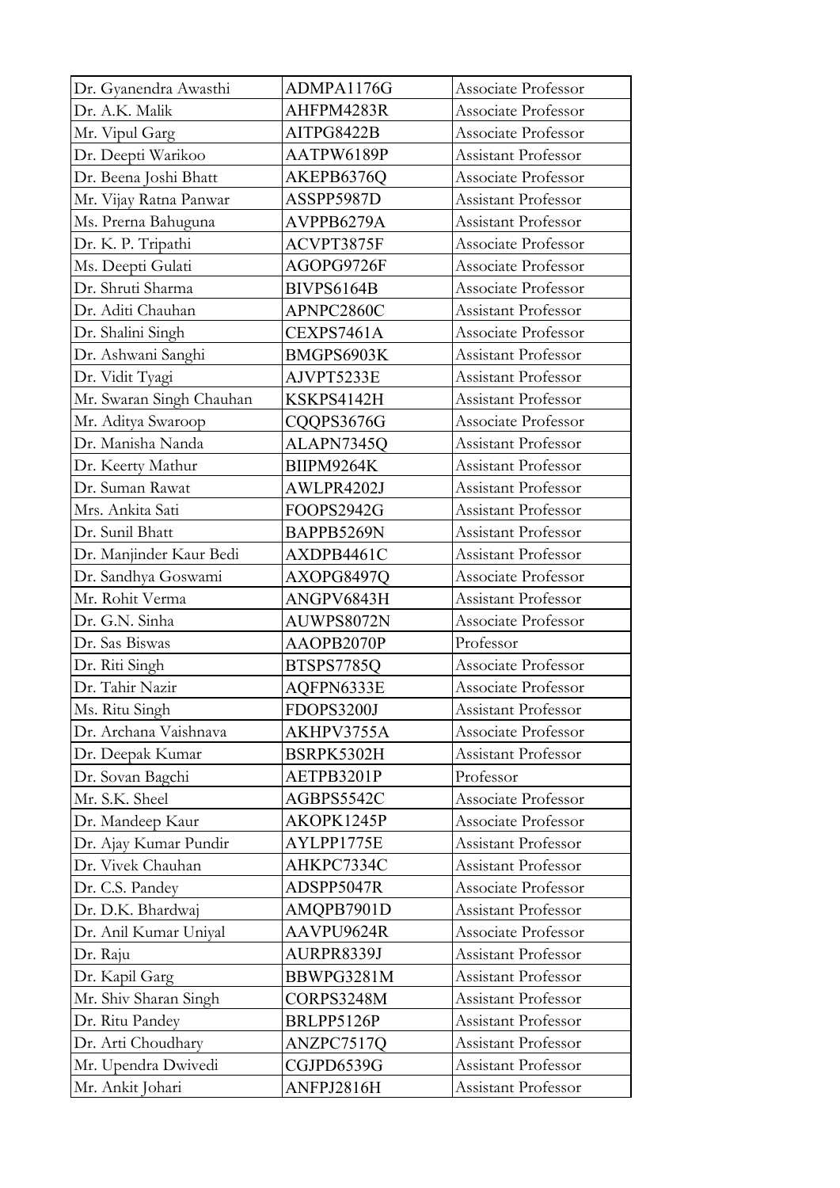| Dr. Gyanendra Awasthi | ADMPA1176G | Associate Professor |
|---|---|---|
| Dr. A.K. Malik | AHFPM4283R | Associate Professor |
| Mr. Vipul Garg | AITPG8422B | Associate Professor |
| Dr. Deepti Warikoo | AATPW6189P | Assistant Professor |
| Dr. Beena Joshi Bhatt | AKEPB6376Q | Associate Professor |
| Mr. Vijay Ratna Panwar | ASSPP5987D | Assistant Professor |
| Ms. Prerna Bahuguna | AVPPB6279A | Assistant Professor |
| Dr. K. P. Tripathi | ACVPT3875F | Associate Professor |
| Ms. Deepti Gulati | AGOPG9726F | Associate Professor |
| Dr. Shruti Sharma | BIVPS6164B | Associate Professor |
| Dr. Aditi Chauhan | APNPC2860C | Assistant Professor |
| Dr. Shalini Singh | CEXPS7461A | Associate Professor |
| Dr. Ashwani Sanghi | BMGPS6903K | Assistant Professor |
| Dr. Vidit Tyagi | AJVPT5233E | Assistant Professor |
| Mr. Swaran Singh Chauhan | KSKPS4142H | Assistant Professor |
| Mr. Aditya Swaroop | CQQPS3676G | Associate Professor |
| Dr. Manisha Nanda | ALAPN7345Q | Assistant Professor |
| Dr. Keerty Mathur | BIIPM9264K | Assistant Professor |
| Dr. Suman Rawat | AWLPR4202J | Assistant Professor |
| Mrs. Ankita Sati | FOOPS2942G | Assistant Professor |
| Dr. Sunil Bhatt | BAPPB5269N | Assistant Professor |
| Dr. Manjinder Kaur Bedi | AXDPB4461C | Assistant Professor |
| Dr. Sandhya Goswami | AXOPG8497Q | Associate Professor |
| Mr. Rohit Verma | ANGPV6843H | Assistant Professor |
| Dr. G.N. Sinha | AUWPS8072N | Associate Professor |
| Dr. Sas Biswas | AAOPB2070P | Professor |
| Dr. Riti Singh | BTSPS7785Q | Associate Professor |
| Dr. Tahir Nazir | AQFPN6333E | Associate Professor |
| Ms. Ritu Singh | FDOPS3200J | Assistant Professor |
| Dr. Archana Vaishnava | AKHPV3755A | Associate Professor |
| Dr. Deepak Kumar | BSRPK5302H | Assistant Professor |
| Dr. Sovan Bagchi | AETPB3201P | Professor |
| Mr. S.K. Sheel | AGBPS5542C | Associate Professor |
| Dr. Mandeep Kaur | AKOPK1245P | Associate Professor |
| Dr. Ajay Kumar Pundir | AYLPP1775E | Assistant Professor |
| Dr. Vivek Chauhan | AHKPC7334C | Assistant Professor |
| Dr. C.S. Pandey | ADSPP5047R | Associate Professor |
| Dr. D.K. Bhardwaj | AMQPB7901D | Assistant Professor |
| Dr. Anil Kumar Uniyal | AAVPU9624R | Associate Professor |
| Dr. Raju | AURPR8339J | Assistant Professor |
| Dr. Kapil Garg | BBWPG3281M | Assistant Professor |
| Mr. Shiv Sharan Singh | CORPS3248M | Assistant Professor |
| Dr. Ritu Pandey | BRLPP5126P | Assistant Professor |
| Dr. Arti Choudhary | ANZPC7517Q | Assistant Professor |
| Mr. Upendra Dwivedi | CGJPD6539G | Assistant Professor |
| Mr. Ankit Johari | ANFPJ2816H | Assistant Professor |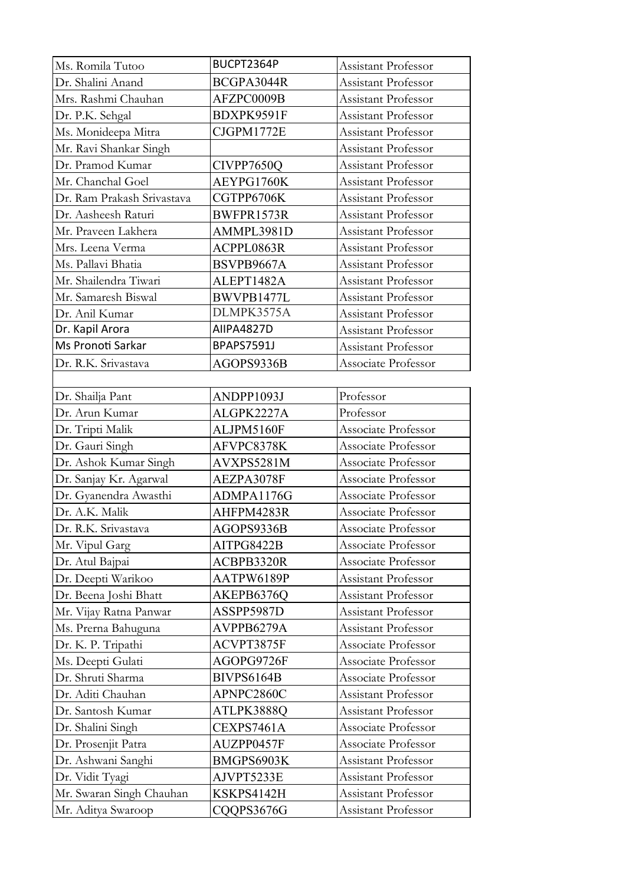| | | |
|---|---|---|
| Ms. Romila Tutoo | BUCPT2364P | Assistant Professor |
| Dr. Shalini Anand | BCGPA3044R | Assistant Professor |
| Mrs. Rashmi Chauhan | AFZPC0009B | Assistant Professor |
| Dr. P.K. Sehgal | BDXPK9591F | Assistant Professor |
| Ms. Monideepa Mitra | CJGPM1772E | Assistant Professor |
| Mr. Ravi Shankar Singh | | Assistant Professor |
| Dr. Pramod Kumar | CIVPP7650Q | Assistant Professor |
| Mr. Chanchal Goel | AEYPG1760K | Assistant Professor |
| Dr. Ram Prakash Srivastava | CGTPP6706K | Assistant Professor |
| Dr. Aasheesh Raturi | BWFPR1573R | Assistant Professor |
| Mr. Praveen Lakhera | AMMPL3981D | Assistant Professor |
| Mrs. Leena Verma | ACPPL0863R | Assistant Professor |
| Ms. Pallavi Bhatia | BSVPB9667A | Assistant Professor |
| Mr. Shailendra Tiwari | ALEPT1482A | Assistant Professor |
| Mr. Samaresh Biswal | BWVPB1477L | Assistant Professor |
| Dr. Anil Kumar | DLMPK3575A | Assistant Professor |
| Dr. Kapil Arora | AIIPA4827D | Assistant Professor |
| Ms Pronoti Sarkar | BPAPS7591J | Assistant Professor |
| Dr. R.K. Srivastava | AGOPS9336B | Associate Professor |

| | | |
|---|---|---|
| Dr. Shailja Pant | ANDPP1093J | Professor |
| Dr. Arun Kumar | ALGPK2227A | Professor |
| Dr. Tripti Malik | ALJPM5160F | Associate Professor |
| Dr. Gauri Singh | AFVPC8378K | Associate Professor |
| Dr. Ashok Kumar Singh | AVXPS5281M | Associate Professor |
| Dr. Sanjay Kr. Agarwal | AEZPA3078F | Associate Professor |
| Dr. Gyanendra Awasthi | ADMPA1176G | Associate Professor |
| Dr. A.K. Malik | AHFPM4283R | Associate Professor |
| Dr. R.K. Srivastava | AGOPS9336B | Associate Professor |
| Mr. Vipul Garg | AITPG8422B | Associate Professor |
| Dr. Atul Bajpai | ACBPB3320R | Associate Professor |
| Dr. Deepti Warikoo | AATPW6189P | Assistant Professor |
| Dr. Beena Joshi Bhatt | AKEPB6376Q | Assistant Professor |
| Mr. Vijay Ratna Panwar | ASSPP5987D | Assistant Professor |
| Ms. Prerna Bahuguna | AVPPB6279A | Assistant Professor |
| Dr. K. P. Tripathi | ACVPT3875F | Associate Professor |
| Ms. Deepti Gulati | AGOPG9726F | Associate Professor |
| Dr. Shruti Sharma | BIVPS6164B | Associate Professor |
| Dr. Aditi Chauhan | APNPC2860C | Assistant Professor |
| Dr. Santosh Kumar | ATLPK3888Q | Assistant Professor |
| Dr. Shalini Singh | CEXPS7461A | Associate Professor |
| Dr. Prosenjit Patra | AUZPP0457F | Associate Professor |
| Dr. Ashwani Sanghi | BMGPS6903K | Assistant Professor |
| Dr. Vidit Tyagi | AJVPT5233E | Assistant Professor |
| Mr. Swaran Singh Chauhan | KSKPS4142H | Assistant Professor |
| Mr. Aditya Swaroop | CQQPS3676G | Assistant Professor |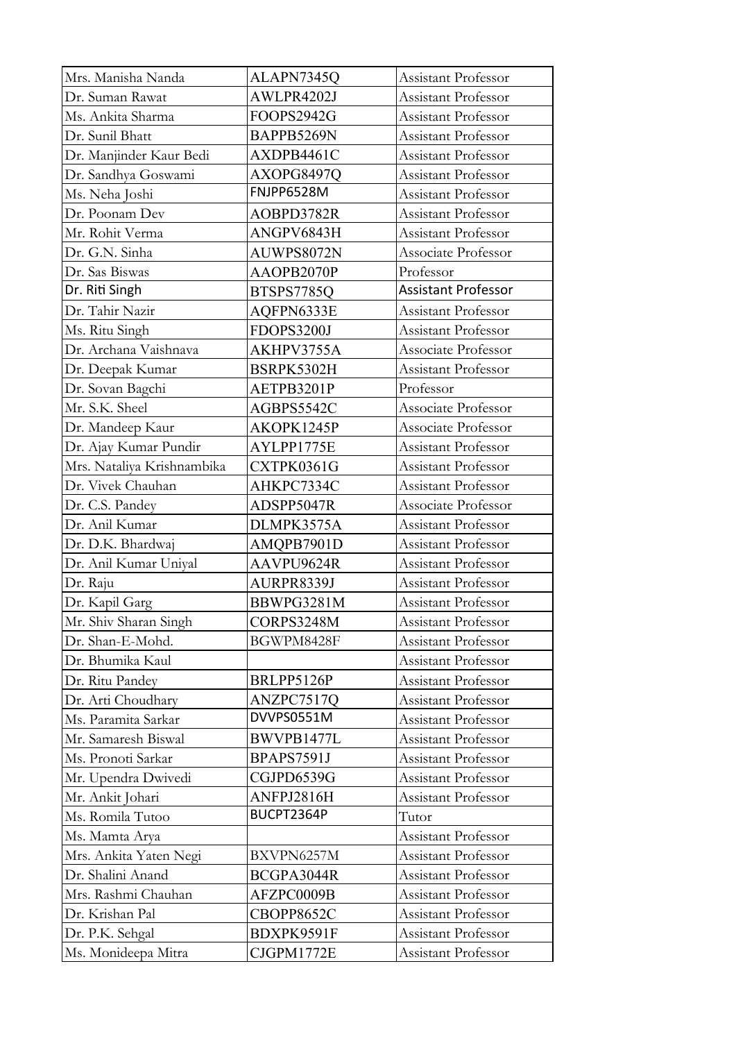| Mrs. Manisha Nanda | ALAPN7345Q | Assistant Professor |
|---|---|---|
| Dr. Suman Rawat | AWLPR4202J | Assistant Professor |
| Ms. Ankita Sharma | FOOPS2942G | Assistant Professor |
| Dr. Sunil Bhatt | BAPPB5269N | Assistant Professor |
| Dr. Manjinder Kaur Bedi | AXDPB4461C | Assistant Professor |
| Dr. Sandhya Goswami | AXOPG8497Q | Assistant Professor |
| Ms. Neha Joshi | FNJPP6528M | Assistant Professor |
| Dr. Poonam Dev | AOBPD3782R | Assistant Professor |
| Mr. Rohit Verma | ANGPV6843H | Assistant Professor |
| Dr. G.N. Sinha | AUWPS8072N | Associate Professor |
| Dr. Sas Biswas | AAOPB2070P | Professor |
| Dr. Riti Singh | BTSPS7785Q | Assistant Professor |
| Dr. Tahir Nazir | AQFPN6333E | Assistant Professor |
| Ms. Ritu Singh | FDOPS3200J | Assistant Professor |
| Dr. Archana Vaishnava | AKHPV3755A | Associate Professor |
| Dr. Deepak Kumar | BSRPK5302H | Assistant Professor |
| Dr. Sovan Bagchi | AETPB3201P | Professor |
| Mr. S.K. Sheel | AGBPS5542C | Associate Professor |
| Dr. Mandeep Kaur | AKOPK1245P | Associate Professor |
| Dr. Ajay Kumar Pundir | AYLPP1775E | Assistant Professor |
| Mrs. Nataliya Krishnambika | CXTPK0361G | Assistant Professor |
| Dr. Vivek Chauhan | AHKPC7334C | Assistant Professor |
| Dr. C.S. Pandey | ADSPP5047R | Associate Professor |
| Dr. Anil Kumar | DLMPK3575A | Assistant Professor |
| Dr. D.K. Bhardwaj | AMQPB7901D | Assistant Professor |
| Dr. Anil Kumar Uniyal | AAVPU9624R | Assistant Professor |
| Dr. Raju | AURPR8339J | Assistant Professor |
| Dr. Kapil Garg | BBWPG3281M | Assistant Professor |
| Mr. Shiv Sharan Singh | CORPS3248M | Assistant Professor |
| Dr. Shan-E-Mohd. | BGWPM8428F | Assistant Professor |
| Dr. Bhumika Kaul | | Assistant Professor |
| Dr. Ritu Pandey | BRLPP5126P | Assistant Professor |
| Dr. Arti Choudhary | ANZPC7517Q | Assistant Professor |
| Ms. Paramita Sarkar | DVVPS0551M | Assistant Professor |
| Mr. Samaresh Biswal | BWVPB1477L | Assistant Professor |
| Ms. Pronoti Sarkar | BPAPS7591J | Assistant Professor |
| Mr. Upendra Dwivedi | CGJPD6539G | Assistant Professor |
| Mr. Ankit Johari | ANFPJ2816H | Assistant Professor |
| Ms. Romila Tutoo | BUCPT2364P | Tutor |
| Ms. Mamta Arya | | Assistant Professor |
| Mrs. Ankita Yaten Negi | BXVPN6257M | Assistant Professor |
| Dr. Shalini Anand | BCGPA3044R | Assistant Professor |
| Mrs. Rashmi Chauhan | AFZPC0009B | Assistant Professor |
| Dr. Krishan Pal | CBOPP8652C | Assistant Professor |
| Dr. P.K. Sehgal | BDXPK9591F | Assistant Professor |
| Ms. Monideepa Mitra | CJGPM1772E | Assistant Professor |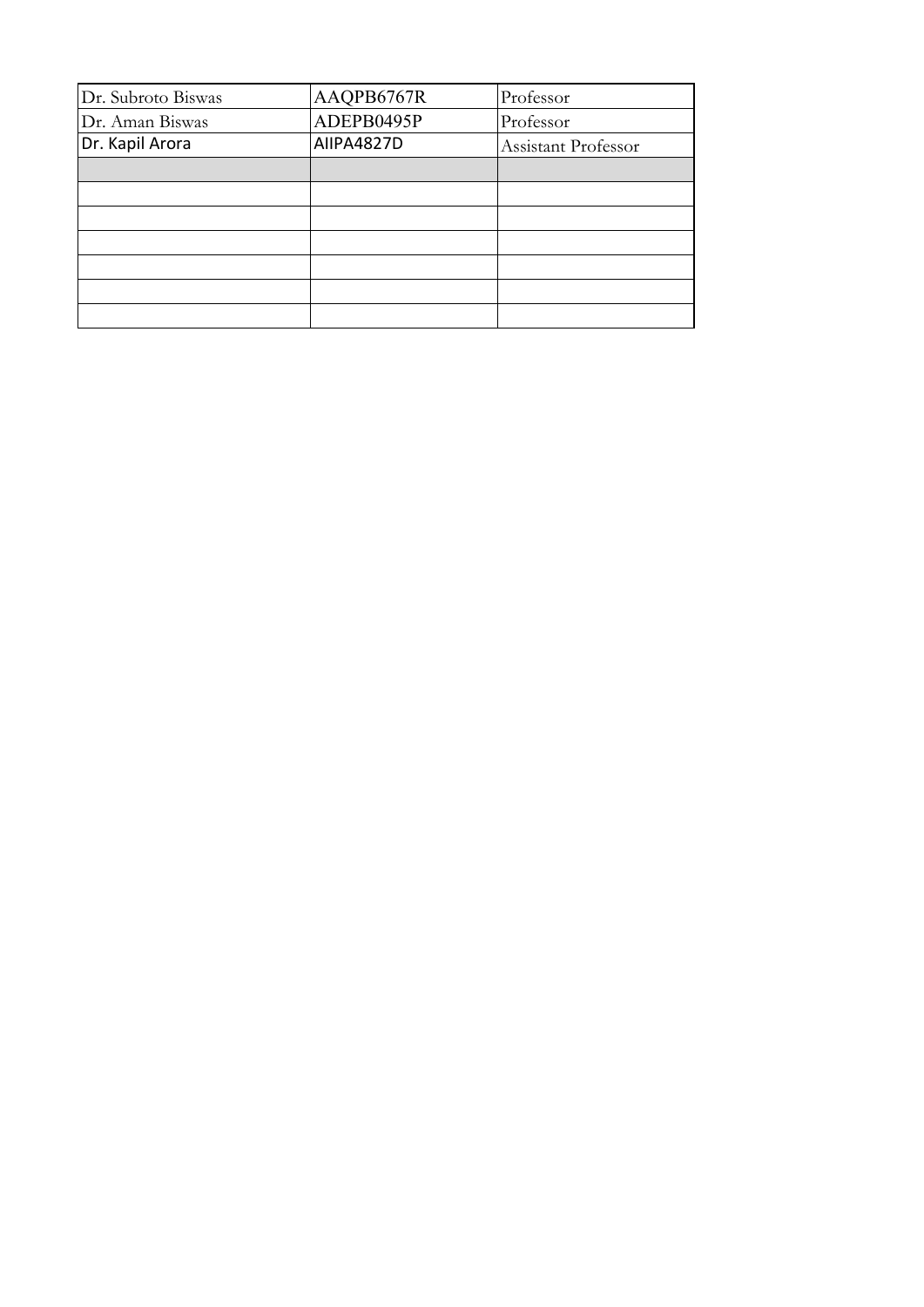| | | |
|---|---|---|
| Dr. Subroto Biswas | AAQPB6767R | Professor |
| Dr. Aman Biswas | ADEPB0495P | Professor |
| Dr. Kapil Arora | AIIPA4827D | Assistant Professor |
| | | |
| | | |
| | | |
| | | |
| | | |
| | | |
| | | |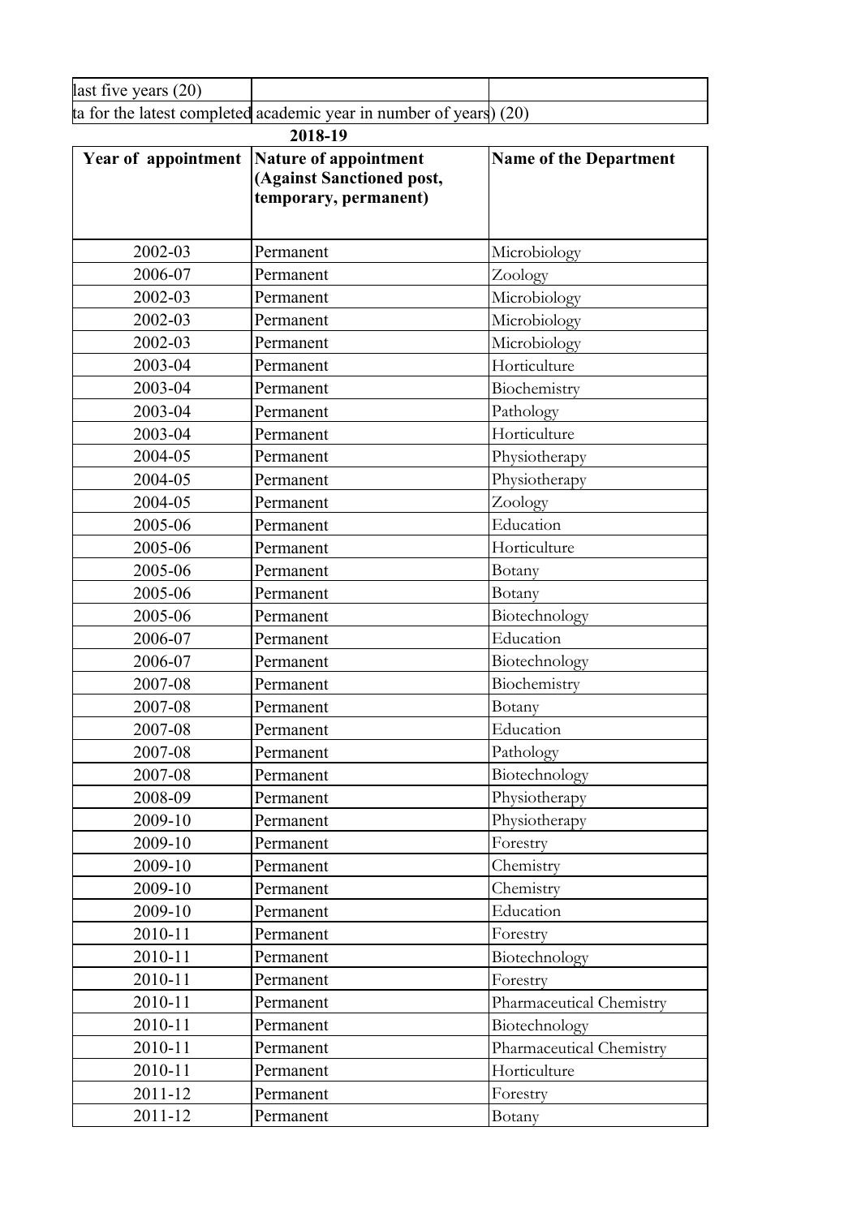| last five years (20) | | |
|---|---|---|
| ta for the latest completed academic year in number of years) (20) | | |

**2018-19**

| Year of appointment | Nature of appointment (Against Sanctioned post, temporary, permanent) | Name of the Department |
|---|---|---|
| 2002-03 | Permanent | Microbiology |
| 2006-07 | Permanent | Zoology |
| 2002-03 | Permanent | Microbiology |
| 2002-03 | Permanent | Microbiology |
| 2002-03 | Permanent | Microbiology |
| 2003-04 | Permanent | Horticulture |
| 2003-04 | Permanent | Biochemistry |
| 2003-04 | Permanent | Pathology |
| 2003-04 | Permanent | Horticulture |
| 2004-05 | Permanent | Physiotherapy |
| 2004-05 | Permanent | Physiotherapy |
| 2004-05 | Permanent | Zoology |
| 2005-06 | Permanent | Education |
| 2005-06 | Permanent | Horticulture |
| 2005-06 | Permanent | Botany |
| 2005-06 | Permanent | Botany |
| 2005-06 | Permanent | Biotechnology |
| 2006-07 | Permanent | Education |
| 2006-07 | Permanent | Biotechnology |
| 2007-08 | Permanent | Biochemistry |
| 2007-08 | Permanent | Botany |
| 2007-08 | Permanent | Education |
| 2007-08 | Permanent | Pathology |
| 2007-08 | Permanent | Biotechnology |
| 2008-09 | Permanent | Physiotherapy |
| 2009-10 | Permanent | Physiotherapy |
| 2009-10 | Permanent | Forestry |
| 2009-10 | Permanent | Chemistry |
| 2009-10 | Permanent | Chemistry |
| 2009-10 | Permanent | Education |
| 2010-11 | Permanent | Forestry |
| 2010-11 | Permanent | Biotechnology |
| 2010-11 | Permanent | Forestry |
| 2010-11 | Permanent | Pharmaceutical Chemistry |
| 2010-11 | Permanent | Biotechnology |
| 2010-11 | Permanent | Pharmaceutical Chemistry |
| 2010-11 | Permanent | Horticulture |
| 2011-12 | Permanent | Forestry |
| 2011-12 | Permanent | Botany |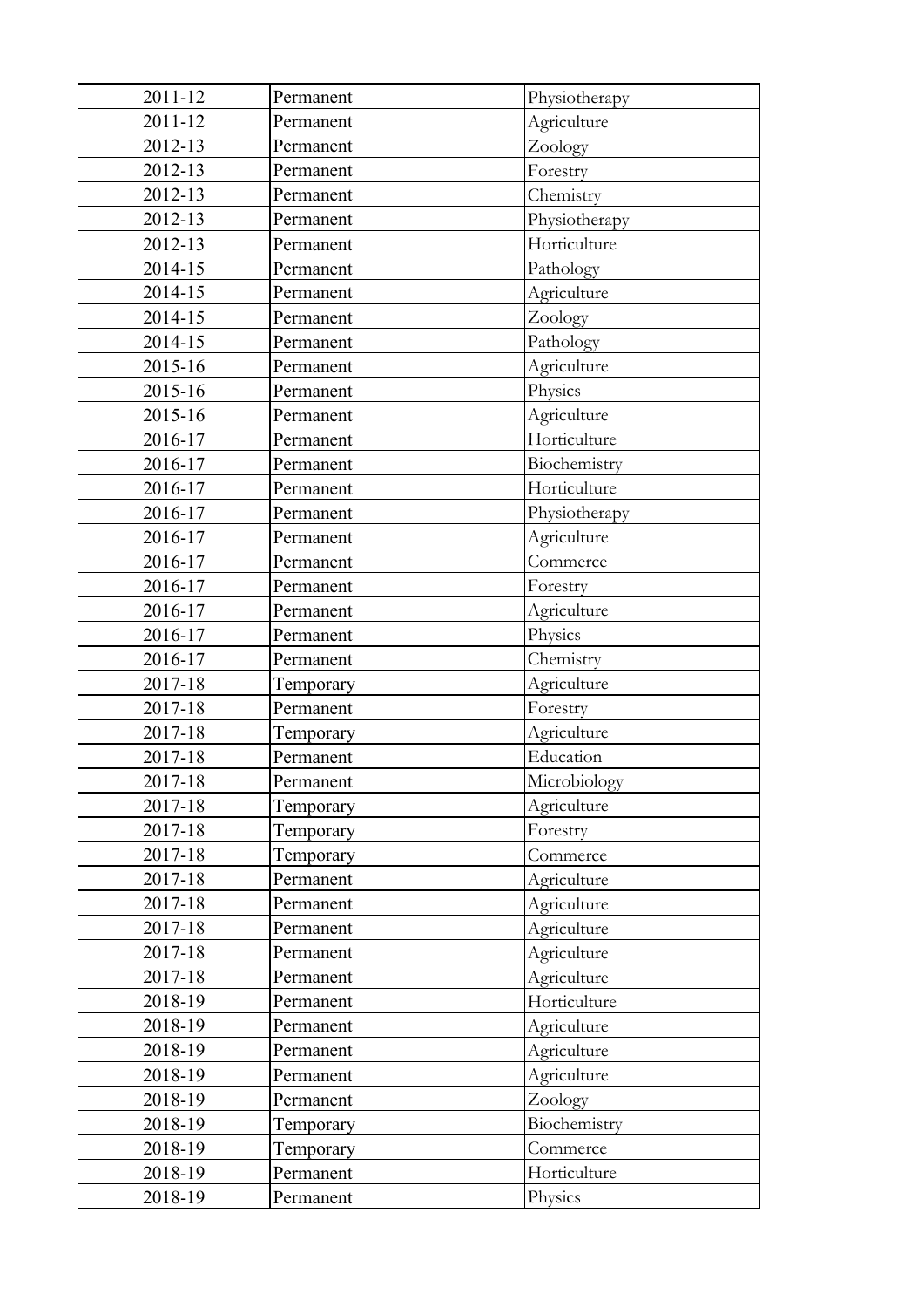| | | |
|---|---|---|
| 2011-12 | Permanent | Physiotherapy |
| 2011-12 | Permanent | Agriculture |
| 2012-13 | Permanent | Zoology |
| 2012-13 | Permanent | Forestry |
| 2012-13 | Permanent | Chemistry |
| 2012-13 | Permanent | Physiotherapy |
| 2012-13 | Permanent | Horticulture |
| 2014-15 | Permanent | Pathology |
| 2014-15 | Permanent | Agriculture |
| 2014-15 | Permanent | Zoology |
| 2014-15 | Permanent | Pathology |
| 2015-16 | Permanent | Agriculture |
| 2015-16 | Permanent | Physics |
| 2015-16 | Permanent | Agriculture |
| 2016-17 | Permanent | Horticulture |
| 2016-17 | Permanent | Biochemistry |
| 2016-17 | Permanent | Horticulture |
| 2016-17 | Permanent | Physiotherapy |
| 2016-17 | Permanent | Agriculture |
| 2016-17 | Permanent | Commerce |
| 2016-17 | Permanent | Forestry |
| 2016-17 | Permanent | Agriculture |
| 2016-17 | Permanent | Physics |
| 2016-17 | Permanent | Chemistry |
| 2017-18 | Temporary | Agriculture |
| 2017-18 | Permanent | Forestry |
| 2017-18 | Temporary | Agriculture |
| 2017-18 | Permanent | Education |
| 2017-18 | Permanent | Microbiology |
| 2017-18 | Temporary | Agriculture |
| 2017-18 | Temporary | Forestry |
| 2017-18 | Temporary | Commerce |
| 2017-18 | Permanent | Agriculture |
| 2017-18 | Permanent | Agriculture |
| 2017-18 | Permanent | Agriculture |
| 2017-18 | Permanent | Agriculture |
| 2017-18 | Permanent | Agriculture |
| 2018-19 | Permanent | Horticulture |
| 2018-19 | Permanent | Agriculture |
| 2018-19 | Permanent | Agriculture |
| 2018-19 | Permanent | Agriculture |
| 2018-19 | Permanent | Zoology |
| 2018-19 | Temporary | Biochemistry |
| 2018-19 | Temporary | Commerce |
| 2018-19 | Permanent | Horticulture |
| 2018-19 | Permanent | Physics |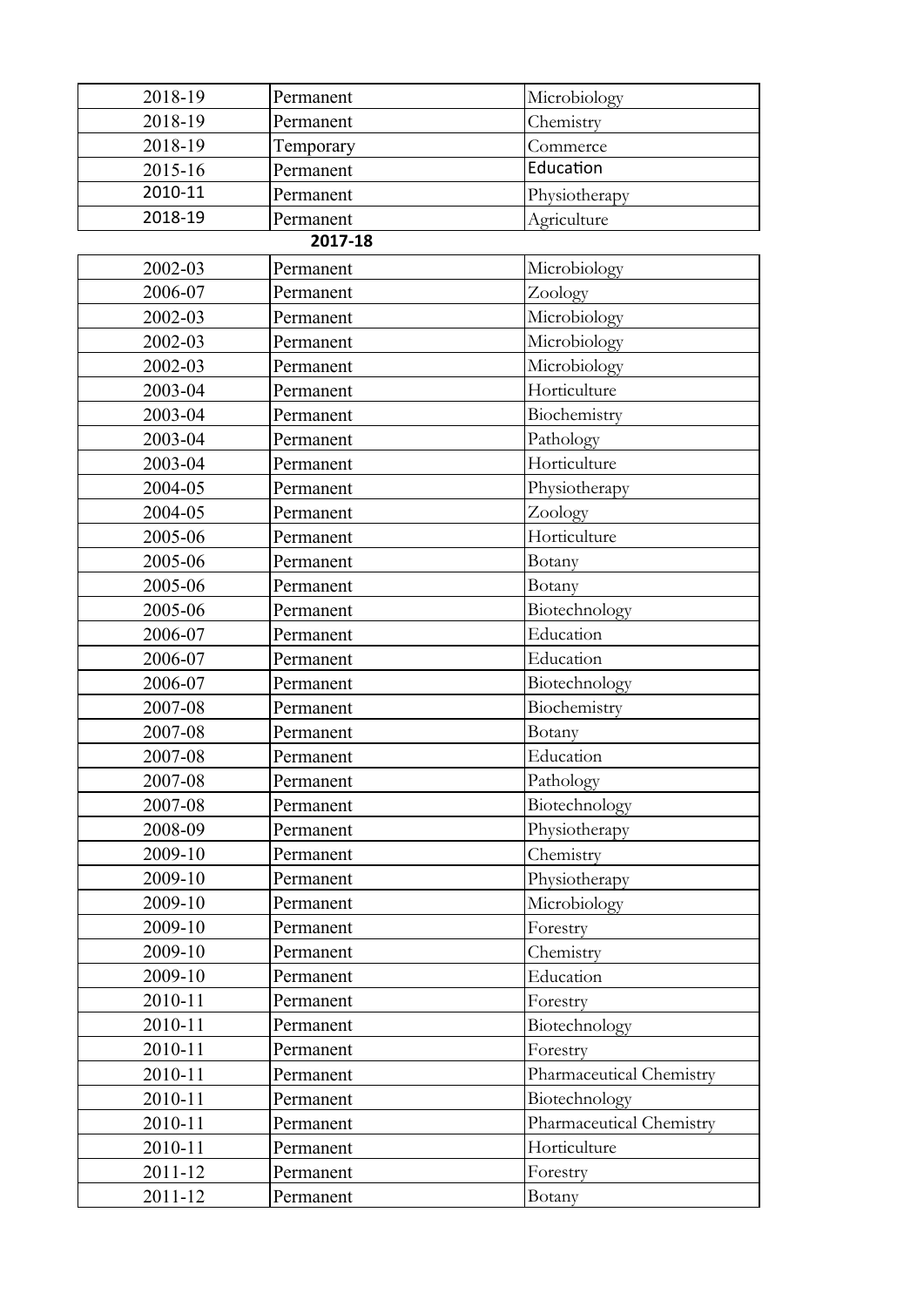| | | |
|---|---|---|
| 2018-19 | Permanent | Microbiology |
| 2018-19 | Permanent | Chemistry |
| 2018-19 | Temporary | Commerce |
| 2015-16 | Permanent | Education |
| 2010-11 | Permanent | Physiotherapy |
| 2018-19 | Permanent | Agriculture |

**2017-18**

| | | |
|---|---|---|
| 2002-03 | Permanent | Microbiology |
| 2006-07 | Permanent | Zoology |
| 2002-03 | Permanent | Microbiology |
| 2002-03 | Permanent | Microbiology |
| 2002-03 | Permanent | Microbiology |
| 2003-04 | Permanent | Horticulture |
| 2003-04 | Permanent | Biochemistry |
| 2003-04 | Permanent | Pathology |
| 2003-04 | Permanent | Horticulture |
| 2004-05 | Permanent | Physiotherapy |
| 2004-05 | Permanent | Zoology |
| 2005-06 | Permanent | Horticulture |
| 2005-06 | Permanent | Botany |
| 2005-06 | Permanent | Botany |
| 2005-06 | Permanent | Biotechnology |
| 2006-07 | Permanent | Education |
| 2006-07 | Permanent | Education |
| 2006-07 | Permanent | Biotechnology |
| 2007-08 | Permanent | Biochemistry |
| 2007-08 | Permanent | Botany |
| 2007-08 | Permanent | Education |
| 2007-08 | Permanent | Pathology |
| 2007-08 | Permanent | Biotechnology |
| 2008-09 | Permanent | Physiotherapy |
| 2009-10 | Permanent | Chemistry |
| 2009-10 | Permanent | Physiotherapy |
| 2009-10 | Permanent | Microbiology |
| 2009-10 | Permanent | Forestry |
| 2009-10 | Permanent | Chemistry |
| 2009-10 | Permanent | Education |
| 2010-11 | Permanent | Forestry |
| 2010-11 | Permanent | Biotechnology |
| 2010-11 | Permanent | Forestry |
| 2010-11 | Permanent | Pharmaceutical Chemistry |
| 2010-11 | Permanent | Biotechnology |
| 2010-11 | Permanent | Pharmaceutical Chemistry |
| 2010-11 | Permanent | Horticulture |
| 2011-12 | Permanent | Forestry |
| 2011-12 | Permanent | Botany |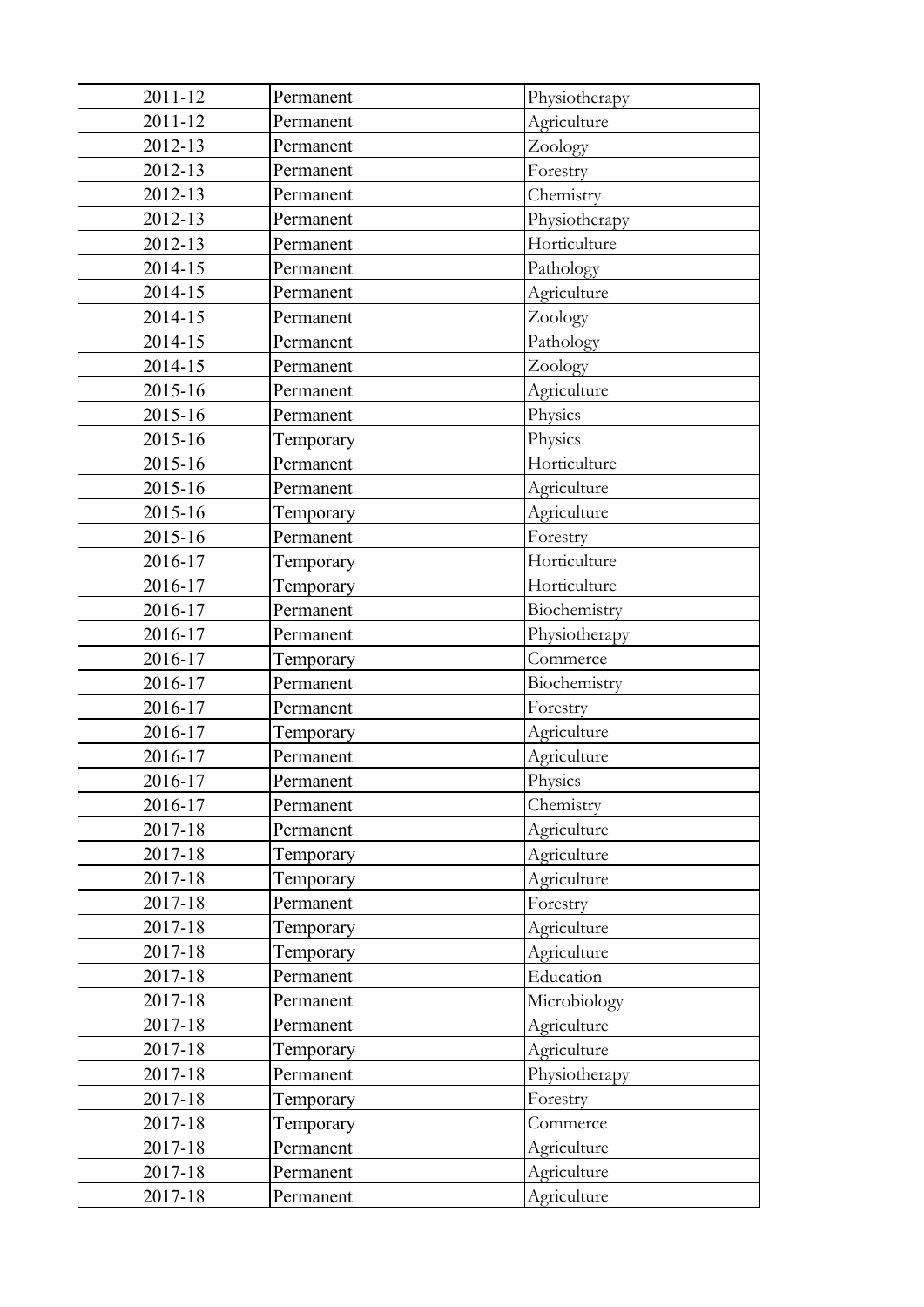| | | |
|---|---|---|
| 2011-12 | Permanent | Physiotherapy |
| 2011-12 | Permanent | Agriculture |
| 2012-13 | Permanent | Zoology |
| 2012-13 | Permanent | Forestry |
| 2012-13 | Permanent | Chemistry |
| 2012-13 | Permanent | Physiotherapy |
| 2012-13 | Permanent | Horticulture |
| 2014-15 | Permanent | Pathology |
| 2014-15 | Permanent | Agriculture |
| 2014-15 | Permanent | Zoology |
| 2014-15 | Permanent | Pathology |
| 2014-15 | Permanent | Zoology |
| 2015-16 | Permanent | Agriculture |
| 2015-16 | Permanent | Physics |
| 2015-16 | Temporary | Physics |
| 2015-16 | Permanent | Horticulture |
| 2015-16 | Permanent | Agriculture |
| 2015-16 | Temporary | Agriculture |
| 2015-16 | Permanent | Forestry |
| 2016-17 | Temporary | Horticulture |
| 2016-17 | Temporary | Horticulture |
| 2016-17 | Permanent | Biochemistry |
| 2016-17 | Permanent | Physiotherapy |
| 2016-17 | Temporary | Commerce |
| 2016-17 | Permanent | Biochemistry |
| 2016-17 | Permanent | Forestry |
| 2016-17 | Temporary | Agriculture |
| 2016-17 | Permanent | Agriculture |
| 2016-17 | Permanent | Physics |
| 2016-17 | Permanent | Chemistry |
| 2017-18 | Permanent | Agriculture |
| 2017-18 | Temporary | Agriculture |
| 2017-18 | Temporary | Agriculture |
| 2017-18 | Permanent | Forestry |
| 2017-18 | Temporary | Agriculture |
| 2017-18 | Temporary | Agriculture |
| 2017-18 | Permanent | Education |
| 2017-18 | Permanent | Microbiology |
| 2017-18 | Permanent | Agriculture |
| 2017-18 | Temporary | Agriculture |
| 2017-18 | Permanent | Physiotherapy |
| 2017-18 | Temporary | Forestry |
| 2017-18 | Temporary | Commerce |
| 2017-18 | Permanent | Agriculture |
| 2017-18 | Permanent | Agriculture |
| 2017-18 | Permanent | Agriculture |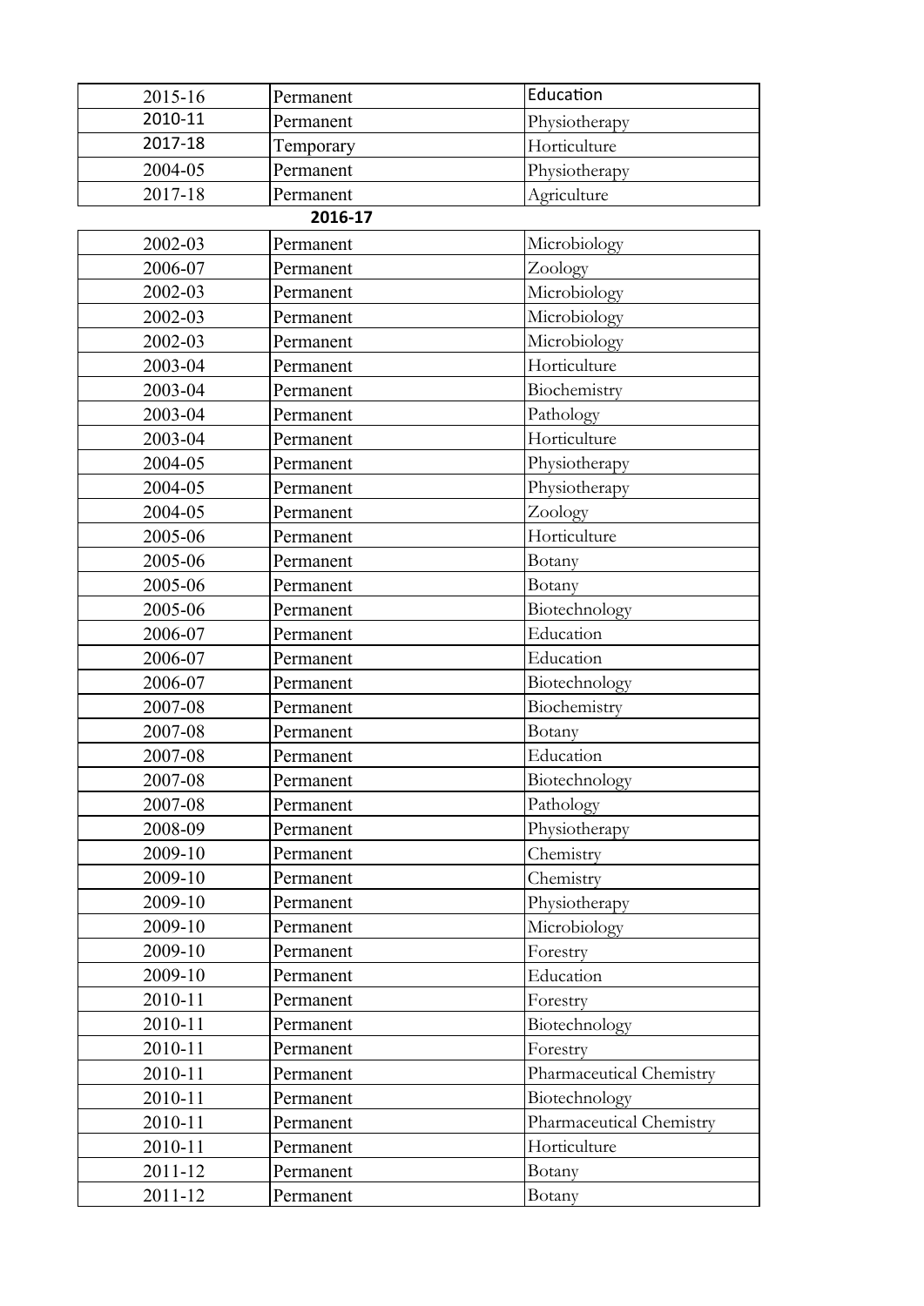| 2015-16 | Permanent | Education |
|---|---|---|
| 2010-11 | Permanent | Physiotherapy |
| 2017-18 | Temporary | Horticulture |
| 2004-05 | Permanent | Physiotherapy |
| 2017-18 | Permanent | Agriculture |

**2016-17**

| 2002-03 | Permanent | Microbiology |
|---|---|---|
| 2006-07 | Permanent | Zoology |
| 2002-03 | Permanent | Microbiology |
| 2002-03 | Permanent | Microbiology |
| 2002-03 | Permanent | Microbiology |
| 2003-04 | Permanent | Horticulture |
| 2003-04 | Permanent | Biochemistry |
| 2003-04 | Permanent | Pathology |
| 2003-04 | Permanent | Horticulture |
| 2004-05 | Permanent | Physiotherapy |
| 2004-05 | Permanent | Physiotherapy |
| 2004-05 | Permanent | Zoology |
| 2005-06 | Permanent | Horticulture |
| 2005-06 | Permanent | Botany |
| 2005-06 | Permanent | Botany |
| 2005-06 | Permanent | Biotechnology |
| 2006-07 | Permanent | Education |
| 2006-07 | Permanent | Education |
| 2006-07 | Permanent | Biotechnology |
| 2007-08 | Permanent | Biochemistry |
| 2007-08 | Permanent | Botany |
| 2007-08 | Permanent | Education |
| 2007-08 | Permanent | Biotechnology |
| 2007-08 | Permanent | Pathology |
| 2008-09 | Permanent | Physiotherapy |
| 2009-10 | Permanent | Chemistry |
| 2009-10 | Permanent | Chemistry |
| 2009-10 | Permanent | Physiotherapy |
| 2009-10 | Permanent | Microbiology |
| 2009-10 | Permanent | Forestry |
| 2009-10 | Permanent | Education |
| 2010-11 | Permanent | Forestry |
| 2010-11 | Permanent | Biotechnology |
| 2010-11 | Permanent | Forestry |
| 2010-11 | Permanent | Pharmaceutical Chemistry |
| 2010-11 | Permanent | Biotechnology |
| 2010-11 | Permanent | Pharmaceutical Chemistry |
| 2010-11 | Permanent | Horticulture |
| 2011-12 | Permanent | Botany |
| 2011-12 | Permanent | Botany |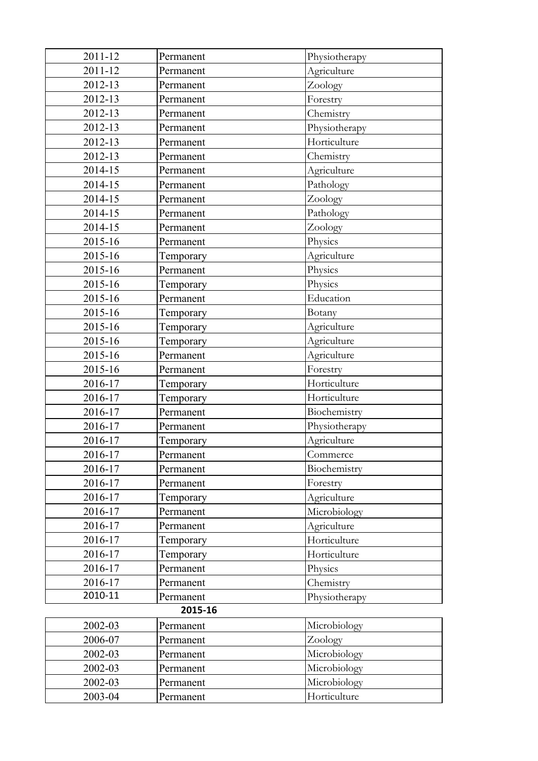| | | |
|---|---|---|
| 2011-12 | Permanent | Physiotherapy |
| 2011-12 | Permanent | Agriculture |
| 2012-13 | Permanent | Zoology |
| 2012-13 | Permanent | Forestry |
| 2012-13 | Permanent | Chemistry |
| 2012-13 | Permanent | Physiotherapy |
| 2012-13 | Permanent | Horticulture |
| 2012-13 | Permanent | Chemistry |
| 2014-15 | Permanent | Agriculture |
| 2014-15 | Permanent | Pathology |
| 2014-15 | Permanent | Zoology |
| 2014-15 | Permanent | Pathology |
| 2014-15 | Permanent | Zoology |
| 2015-16 | Permanent | Physics |
| 2015-16 | Temporary | Agriculture |
| 2015-16 | Permanent | Physics |
| 2015-16 | Temporary | Physics |
| 2015-16 | Permanent | Education |
| 2015-16 | Temporary | Botany |
| 2015-16 | Temporary | Agriculture |
| 2015-16 | Temporary | Agriculture |
| 2015-16 | Permanent | Agriculture |
| 2015-16 | Permanent | Forestry |
| 2016-17 | Temporary | Horticulture |
| 2016-17 | Temporary | Horticulture |
| 2016-17 | Permanent | Biochemistry |
| 2016-17 | Permanent | Physiotherapy |
| 2016-17 | Temporary | Agriculture |
| 2016-17 | Permanent | Commerce |
| 2016-17 | Permanent | Biochemistry |
| 2016-17 | Permanent | Forestry |
| 2016-17 | Temporary | Agriculture |
| 2016-17 | Permanent | Microbiology |
| 2016-17 | Permanent | Agriculture |
| 2016-17 | Temporary | Horticulture |
| 2016-17 | Temporary | Horticulture |
| 2016-17 | Permanent | Physics |
| 2016-17 | Permanent | Chemistry |
| 2010-11 | Permanent | Physiotherapy |

**2015-16**

| | | |
|---|---|---|
| 2002-03 | Permanent | Microbiology |
| 2006-07 | Permanent | Zoology |
| 2002-03 | Permanent | Microbiology |
| 2002-03 | Permanent | Microbiology |
| 2002-03 | Permanent | Microbiology |
| 2003-04 | Permanent | Horticulture |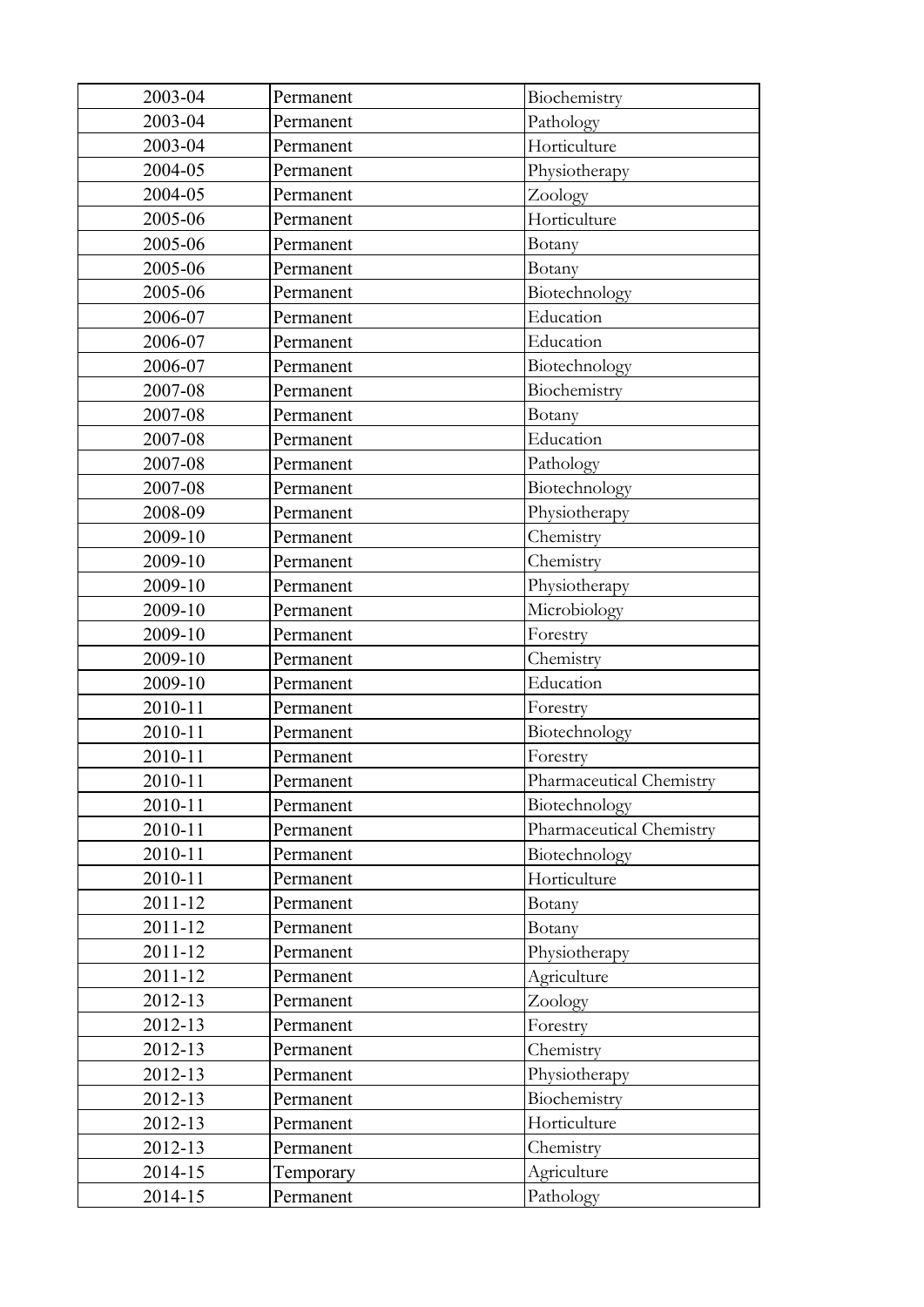| 2003-04 | Permanent | Biochemistry |
|---|---|---|
| 2003-04 | Permanent | Pathology |
| 2003-04 | Permanent | Horticulture |
| 2004-05 | Permanent | Physiotherapy |
| 2004-05 | Permanent | Zoology |
| 2005-06 | Permanent | Horticulture |
| 2005-06 | Permanent | Botany |
| 2005-06 | Permanent | Botany |
| 2005-06 | Permanent | Biotechnology |
| 2006-07 | Permanent | Education |
| 2006-07 | Permanent | Education |
| 2006-07 | Permanent | Biotechnology |
| 2007-08 | Permanent | Biochemistry |
| 2007-08 | Permanent | Botany |
| 2007-08 | Permanent | Education |
| 2007-08 | Permanent | Pathology |
| 2007-08 | Permanent | Biotechnology |
| 2008-09 | Permanent | Physiotherapy |
| 2009-10 | Permanent | Chemistry |
| 2009-10 | Permanent | Chemistry |
| 2009-10 | Permanent | Physiotherapy |
| 2009-10 | Permanent | Microbiology |
| 2009-10 | Permanent | Forestry |
| 2009-10 | Permanent | Chemistry |
| 2009-10 | Permanent | Education |
| 2010-11 | Permanent | Forestry |
| 2010-11 | Permanent | Biotechnology |
| 2010-11 | Permanent | Forestry |
| 2010-11 | Permanent | Pharmaceutical Chemistry |
| 2010-11 | Permanent | Biotechnology |
| 2010-11 | Permanent | Pharmaceutical Chemistry |
| 2010-11 | Permanent | Biotechnology |
| 2010-11 | Permanent | Horticulture |
| 2011-12 | Permanent | Botany |
| 2011-12 | Permanent | Botany |
| 2011-12 | Permanent | Physiotherapy |
| 2011-12 | Permanent | Agriculture |
| 2012-13 | Permanent | Zoology |
| 2012-13 | Permanent | Forestry |
| 2012-13 | Permanent | Chemistry |
| 2012-13 | Permanent | Physiotherapy |
| 2012-13 | Permanent | Biochemistry |
| 2012-13 | Permanent | Horticulture |
| 2012-13 | Permanent | Chemistry |
| 2014-15 | Temporary | Agriculture |
| 2014-15 | Permanent | Pathology |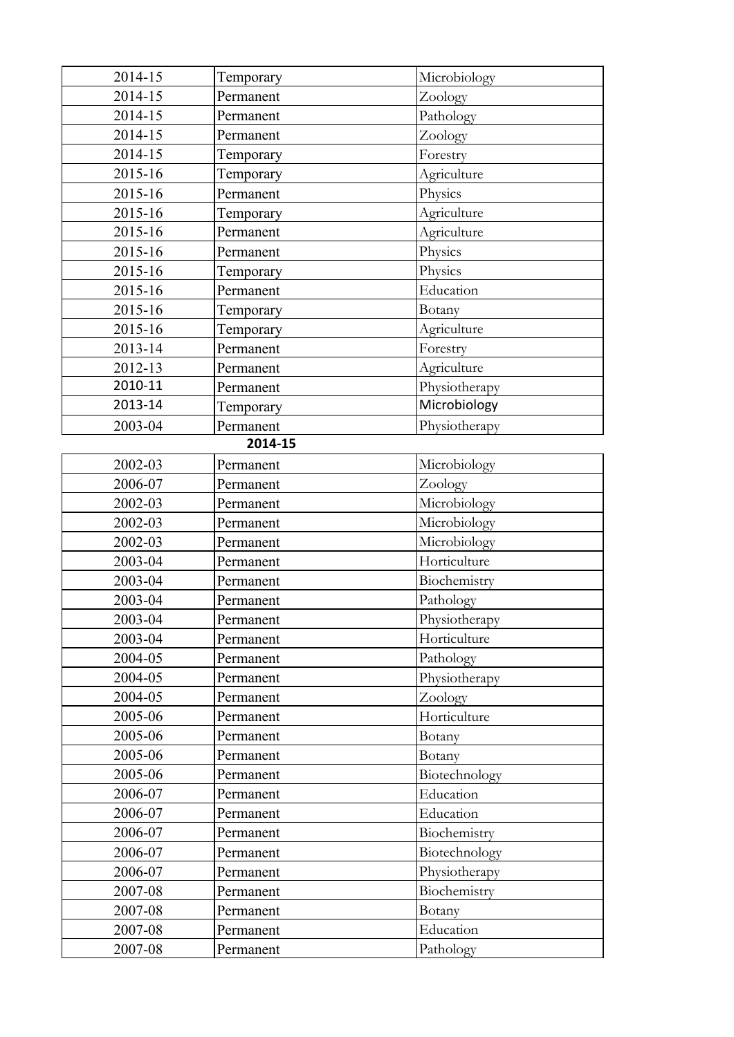| | | |
|---|---|---|
| 2014-15 | Temporary | Microbiology |
| 2014-15 | Permanent | Zoology |
| 2014-15 | Permanent | Pathology |
| 2014-15 | Permanent | Zoology |
| 2014-15 | Temporary | Forestry |
| 2015-16 | Temporary | Agriculture |
| 2015-16 | Permanent | Physics |
| 2015-16 | Temporary | Agriculture |
| 2015-16 | Permanent | Agriculture |
| 2015-16 | Permanent | Physics |
| 2015-16 | Temporary | Physics |
| 2015-16 | Permanent | Education |
| 2015-16 | Temporary | Botany |
| 2015-16 | Temporary | Agriculture |
| 2013-14 | Permanent | Forestry |
| 2012-13 | Permanent | Agriculture |
| 2010-11 | Permanent | Physiotherapy |
| 2013-14 | Temporary | Microbiology |
| 2003-04 | Permanent | Physiotherapy |

**2014-15**

| | | |
|---|---|---|
| 2002-03 | Permanent | Microbiology |
| 2006-07 | Permanent | Zoology |
| 2002-03 | Permanent | Microbiology |
| 2002-03 | Permanent | Microbiology |
| 2002-03 | Permanent | Microbiology |
| 2003-04 | Permanent | Horticulture |
| 2003-04 | Permanent | Biochemistry |
| 2003-04 | Permanent | Pathology |
| 2003-04 | Permanent | Physiotherapy |
| 2003-04 | Permanent | Horticulture |
| 2004-05 | Permanent | Pathology |
| 2004-05 | Permanent | Physiotherapy |
| 2004-05 | Permanent | Zoology |
| 2005-06 | Permanent | Horticulture |
| 2005-06 | Permanent | Botany |
| 2005-06 | Permanent | Botany |
| 2005-06 | Permanent | Biotechnology |
| 2006-07 | Permanent | Education |
| 2006-07 | Permanent | Education |
| 2006-07 | Permanent | Biochemistry |
| 2006-07 | Permanent | Biotechnology |
| 2006-07 | Permanent | Physiotherapy |
| 2007-08 | Permanent | Biochemistry |
| 2007-08 | Permanent | Botany |
| 2007-08 | Permanent | Education |
| 2007-08 | Permanent | Pathology |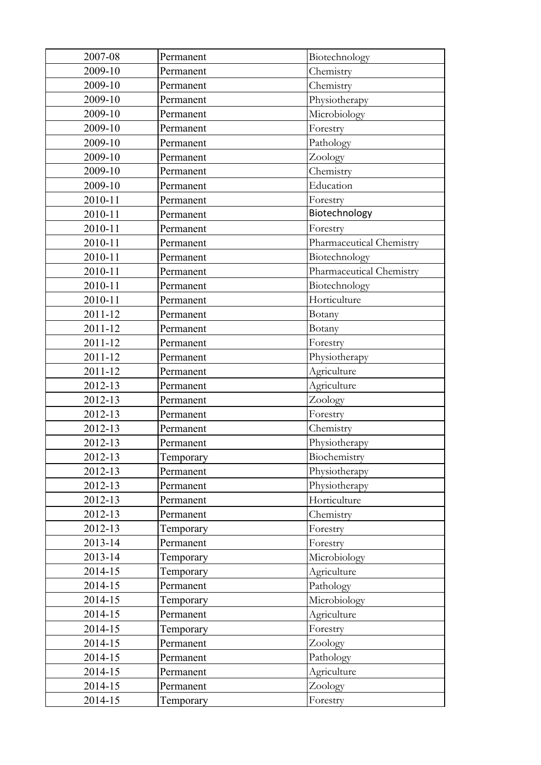| 2007-08 | Permanent | Biotechnology |
|---|---|---|
| 2009-10 | Permanent | Chemistry |
| 2009-10 | Permanent | Chemistry |
| 2009-10 | Permanent | Physiotherapy |
| 2009-10 | Permanent | Microbiology |
| 2009-10 | Permanent | Forestry |
| 2009-10 | Permanent | Pathology |
| 2009-10 | Permanent | Zoology |
| 2009-10 | Permanent | Chemistry |
| 2009-10 | Permanent | Education |
| 2010-11 | Permanent | Forestry |
| 2010-11 | Permanent | Biotechnology |
| 2010-11 | Permanent | Forestry |
| 2010-11 | Permanent | Pharmaceutical Chemistry |
| 2010-11 | Permanent | Biotechnology |
| 2010-11 | Permanent | Pharmaceutical Chemistry |
| 2010-11 | Permanent | Biotechnology |
| 2010-11 | Permanent | Horticulture |
| 2011-12 | Permanent | Botany |
| 2011-12 | Permanent | Botany |
| 2011-12 | Permanent | Forestry |
| 2011-12 | Permanent | Physiotherapy |
| 2011-12 | Permanent | Agriculture |
| 2012-13 | Permanent | Agriculture |
| 2012-13 | Permanent | Zoology |
| 2012-13 | Permanent | Forestry |
| 2012-13 | Permanent | Chemistry |
| 2012-13 | Permanent | Physiotherapy |
| 2012-13 | Temporary | Biochemistry |
| 2012-13 | Permanent | Physiotherapy |
| 2012-13 | Permanent | Physiotherapy |
| 2012-13 | Permanent | Horticulture |
| 2012-13 | Permanent | Chemistry |
| 2012-13 | Temporary | Forestry |
| 2013-14 | Permanent | Forestry |
| 2013-14 | Temporary | Microbiology |
| 2014-15 | Temporary | Agriculture |
| 2014-15 | Permanent | Pathology |
| 2014-15 | Temporary | Microbiology |
| 2014-15 | Permanent | Agriculture |
| 2014-15 | Temporary | Forestry |
| 2014-15 | Permanent | Zoology |
| 2014-15 | Permanent | Pathology |
| 2014-15 | Permanent | Agriculture |
| 2014-15 | Permanent | Zoology |
| 2014-15 | Temporary | Forestry |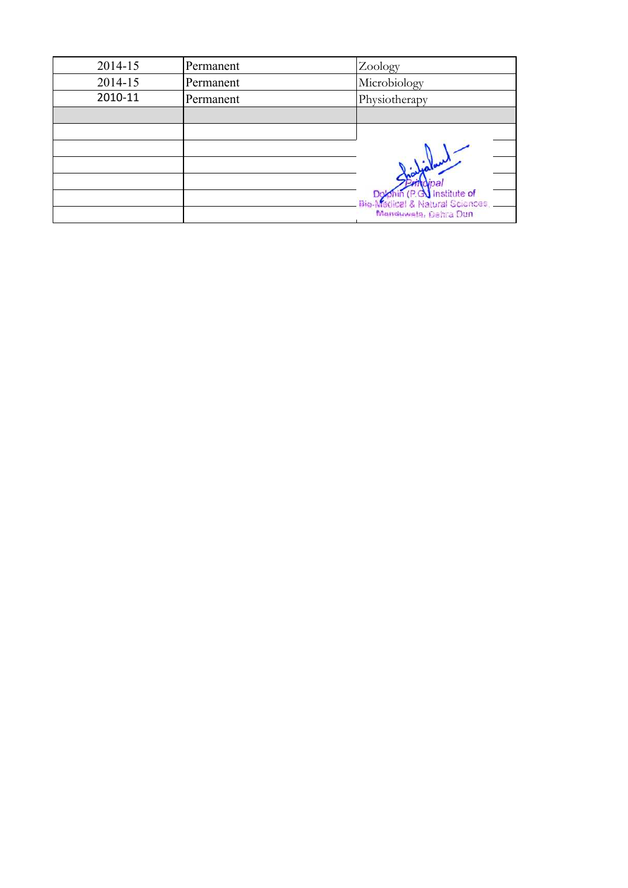| | | |
|---|---|---|
| 2014-15 | Permanent | Zoology |
| 2014-15 | Permanent | Microbiology |
| 2010-11 | Permanent | Physiotherapy |
| | | |
| | | |
| | | |
| | | |
| | | |
| | | |
| | | |

Principal
Dolphin (P.G.) Institute of
Bio-Medical & Natural Sciences
Manduwala, Dehra Dun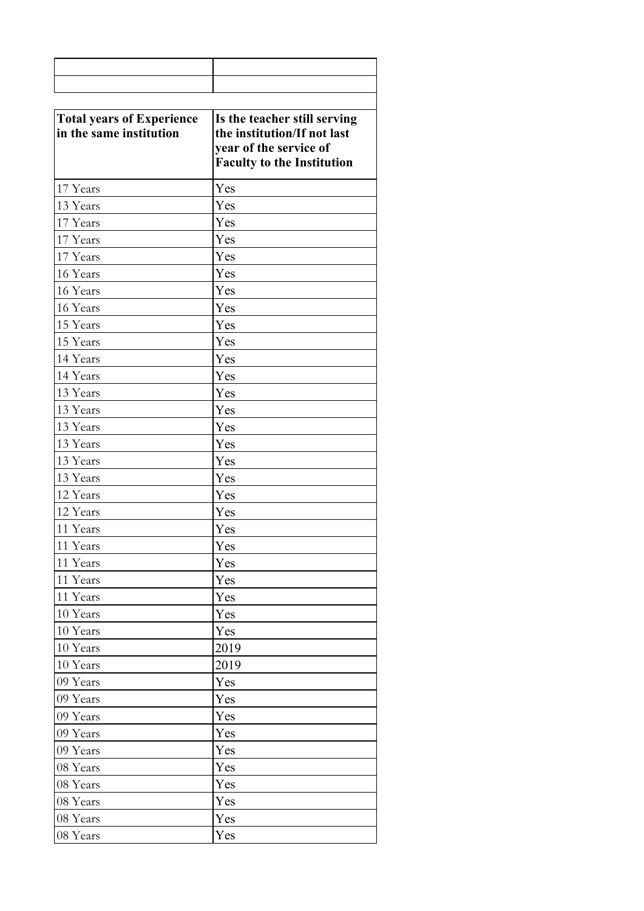| | |
|---|---|
| | |
| | |
| **Total years of Experience in the same institution** | **Is the teacher still serving the institution/If not last year of the service of Faculty to the Institution** |
| 17 Years | Yes |
| 13 Years | Yes |
| 17 Years | Yes |
| 17 Years | Yes |
| 17 Years | Yes |
| 16 Years | Yes |
| 16 Years | Yes |
| 16 Years | Yes |
| 15 Years | Yes |
| 15 Years | Yes |
| 14 Years | Yes |
| 14 Years | Yes |
| 13 Years | Yes |
| 13 Years | Yes |
| 13 Years | Yes |
| 13 Years | Yes |
| 13 Years | Yes |
| 13 Years | Yes |
| 12 Years | Yes |
| 12 Years | Yes |
| 11 Years | Yes |
| 11 Years | Yes |
| 11 Years | Yes |
| 11 Years | Yes |
| 11 Years | Yes |
| 10 Years | Yes |
| 10 Years | Yes |
| 10 Years | 2019 |
| 10 Years | 2019 |
| 09 Years | Yes |
| 09 Years | Yes |
| 09 Years | Yes |
| 09 Years | Yes |
| 09 Years | Yes |
| 08 Years | Yes |
| 08 Years | Yes |
| 08 Years | Yes |
| 08 Years | Yes |
| 08 Years | Yes |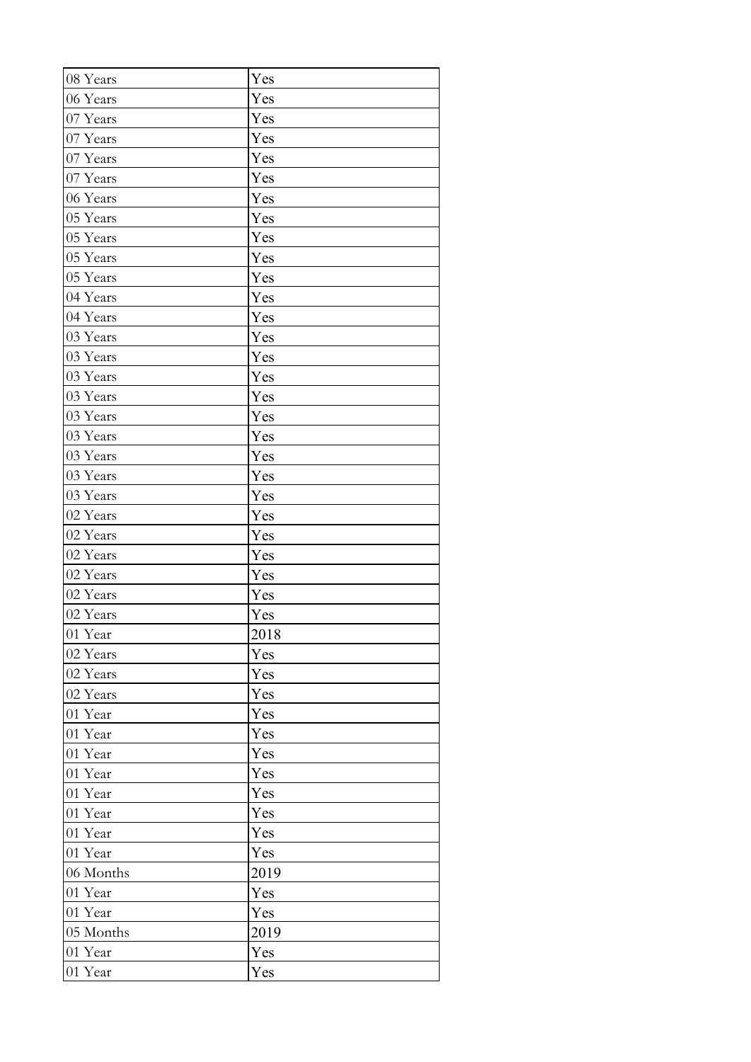| 08 Years | Yes |
| --- | --- |
| 06 Years | Yes |
| 07 Years | Yes |
| 07 Years | Yes |
| 07 Years | Yes |
| 07 Years | Yes |
| 06 Years | Yes |
| 05 Years | Yes |
| 05 Years | Yes |
| 05 Years | Yes |
| 05 Years | Yes |
| 04 Years | Yes |
| 04 Years | Yes |
| 03 Years | Yes |
| 03 Years | Yes |
| 03 Years | Yes |
| 03 Years | Yes |
| 03 Years | Yes |
| 03 Years | Yes |
| 03 Years | Yes |
| 03 Years | Yes |
| 03 Years | Yes |
| 02 Years | Yes |
| 02 Years | Yes |
| 02 Years | Yes |
| 02 Years | Yes |
| 02 Years | Yes |
| 02 Years | Yes |
| 01 Year | 2018 |
| 02 Years | Yes |
| 02 Years | Yes |
| 02 Years | Yes |
| 01 Year | Yes |
| 01 Year | Yes |
| 01 Year | Yes |
| 01 Year | Yes |
| 01 Year | Yes |
| 01 Year | Yes |
| 01 Year | Yes |
| 01 Year | Yes |
| 06 Months | 2019 |
| 01 Year | Yes |
| 01 Year | Yes |
| 05 Months | 2019 |
| 01 Year | Yes |
| 01 Year | Yes |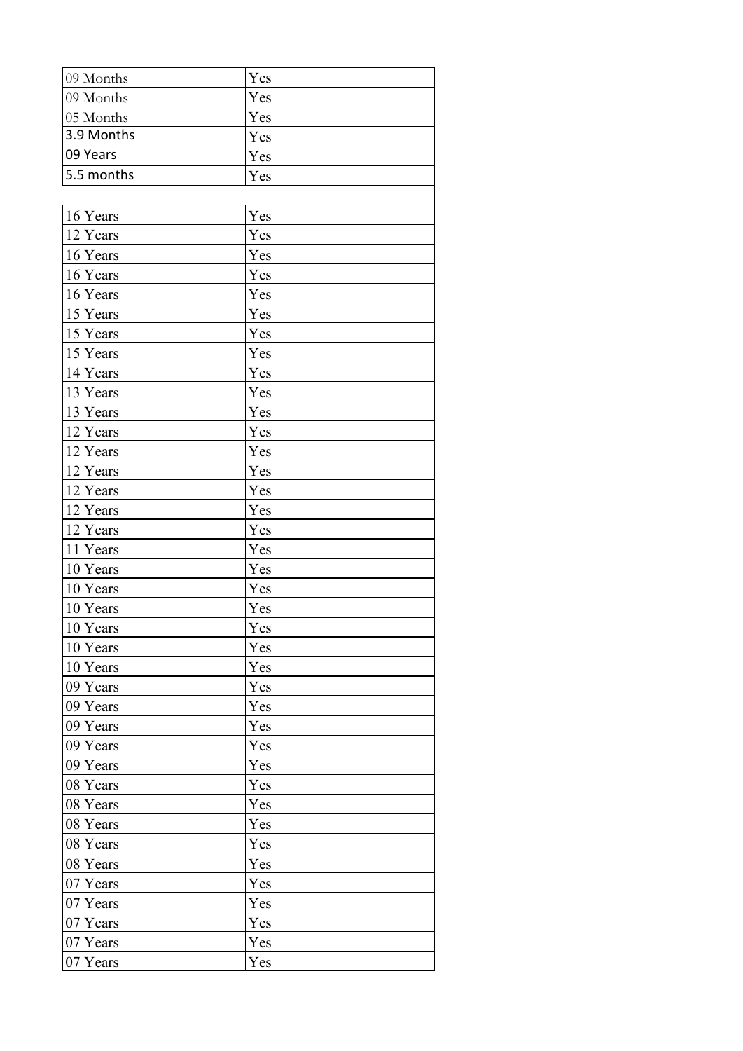| 09 Months | Yes |
|---|---|
| 09 Months | Yes |
| 05 Months | Yes |
| 3.9 Months | Yes |
| 09 Years | Yes |
| 5.5 months | Yes |
| | |
| 16 Years | Yes |
| 12 Years | Yes |
| 16 Years | Yes |
| 16 Years | Yes |
| 16 Years | Yes |
| 15 Years | Yes |
| 15 Years | Yes |
| 15 Years | Yes |
| 14 Years | Yes |
| 13 Years | Yes |
| 13 Years | Yes |
| 12 Years | Yes |
| 12 Years | Yes |
| 12 Years | Yes |
| 12 Years | Yes |
| 12 Years | Yes |
| 12 Years | Yes |
| 11 Years | Yes |
| 10 Years | Yes |
| 10 Years | Yes |
| 10 Years | Yes |
| 10 Years | Yes |
| 10 Years | Yes |
| 10 Years | Yes |
| 09 Years | Yes |
| 09 Years | Yes |
| 09 Years | Yes |
| 09 Years | Yes |
| 09 Years | Yes |
| 08 Years | Yes |
| 08 Years | Yes |
| 08 Years | Yes |
| 08 Years | Yes |
| 08 Years | Yes |
| 07 Years | Yes |
| 07 Years | Yes |
| 07 Years | Yes |
| 07 Years | Yes |
| 07 Years | Yes |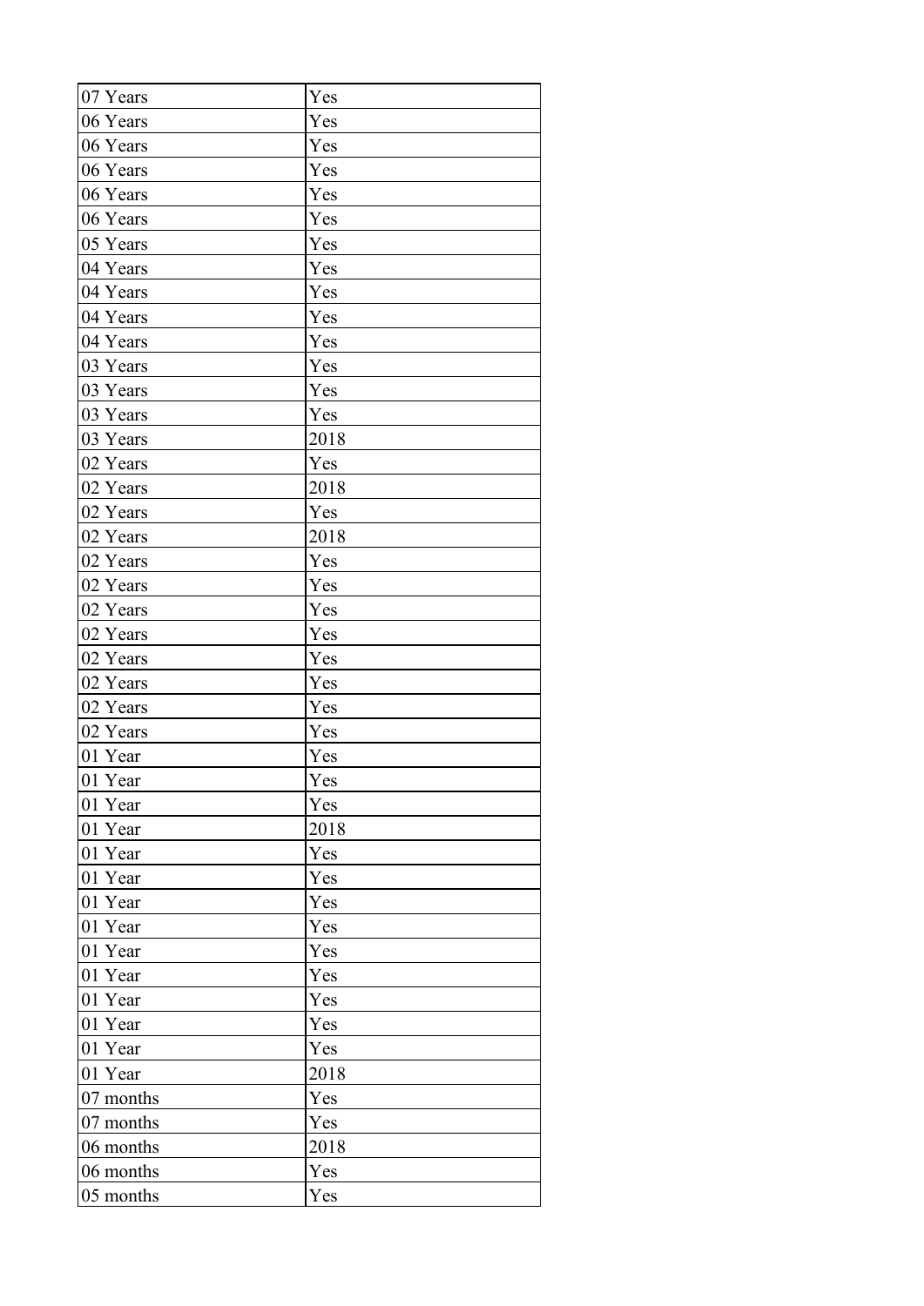| | |
|---|---|
| 07 Years | Yes |
| 06 Years | Yes |
| 06 Years | Yes |
| 06 Years | Yes |
| 06 Years | Yes |
| 06 Years | Yes |
| 05 Years | Yes |
| 04 Years | Yes |
| 04 Years | Yes |
| 04 Years | Yes |
| 04 Years | Yes |
| 03 Years | Yes |
| 03 Years | Yes |
| 03 Years | Yes |
| 03 Years | 2018 |
| 02 Years | Yes |
| 02 Years | 2018 |
| 02 Years | Yes |
| 02 Years | 2018 |
| 02 Years | Yes |
| 02 Years | Yes |
| 02 Years | Yes |
| 02 Years | Yes |
| 02 Years | Yes |
| 02 Years | Yes |
| 02 Years | Yes |
| 02 Years | Yes |
| 01 Year | Yes |
| 01 Year | Yes |
| 01 Year | Yes |
| 01 Year | 2018 |
| 01 Year | Yes |
| 01 Year | Yes |
| 01 Year | Yes |
| 01 Year | Yes |
| 01 Year | Yes |
| 01 Year | Yes |
| 01 Year | Yes |
| 01 Year | Yes |
| 01 Year | Yes |
| 01 Year | 2018 |
| 07 months | Yes |
| 07 months | Yes |
| 06 months | 2018 |
| 06 months | Yes |
| 05 months | Yes |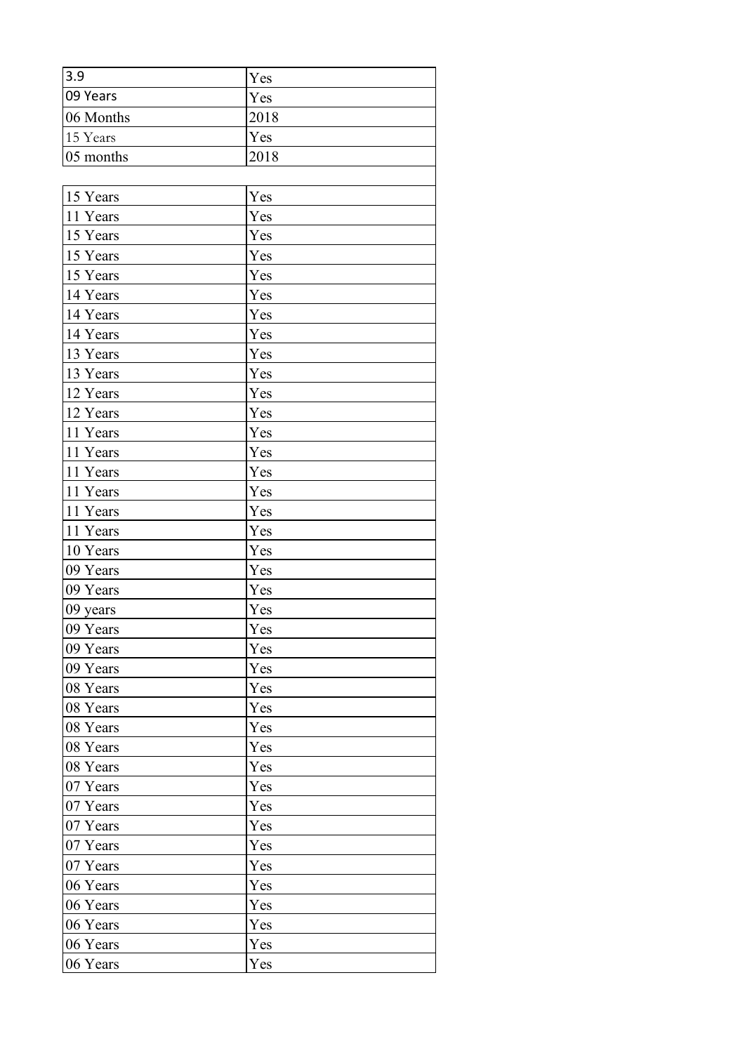| 3.9 | Yes |
|---|---|
| 09 Years | Yes |
| 06 Months | 2018 |
| 15 Years | Yes |
| 05 months | 2018 |
| | |
| 15 Years | Yes |
| 11 Years | Yes |
| 15 Years | Yes |
| 15 Years | Yes |
| 15 Years | Yes |
| 14 Years | Yes |
| 14 Years | Yes |
| 14 Years | Yes |
| 13 Years | Yes |
| 13 Years | Yes |
| 12 Years | Yes |
| 12 Years | Yes |
| 11 Years | Yes |
| 11 Years | Yes |
| 11 Years | Yes |
| 11 Years | Yes |
| 11 Years | Yes |
| 11 Years | Yes |
| 10 Years | Yes |
| 09 Years | Yes |
| 09 Years | Yes |
| 09 years | Yes |
| 09 Years | Yes |
| 09 Years | Yes |
| 09 Years | Yes |
| 08 Years | Yes |
| 08 Years | Yes |
| 08 Years | Yes |
| 08 Years | Yes |
| 08 Years | Yes |
| 07 Years | Yes |
| 07 Years | Yes |
| 07 Years | Yes |
| 07 Years | Yes |
| 07 Years | Yes |
| 06 Years | Yes |
| 06 Years | Yes |
| 06 Years | Yes |
| 06 Years | Yes |
| 06 Years | Yes |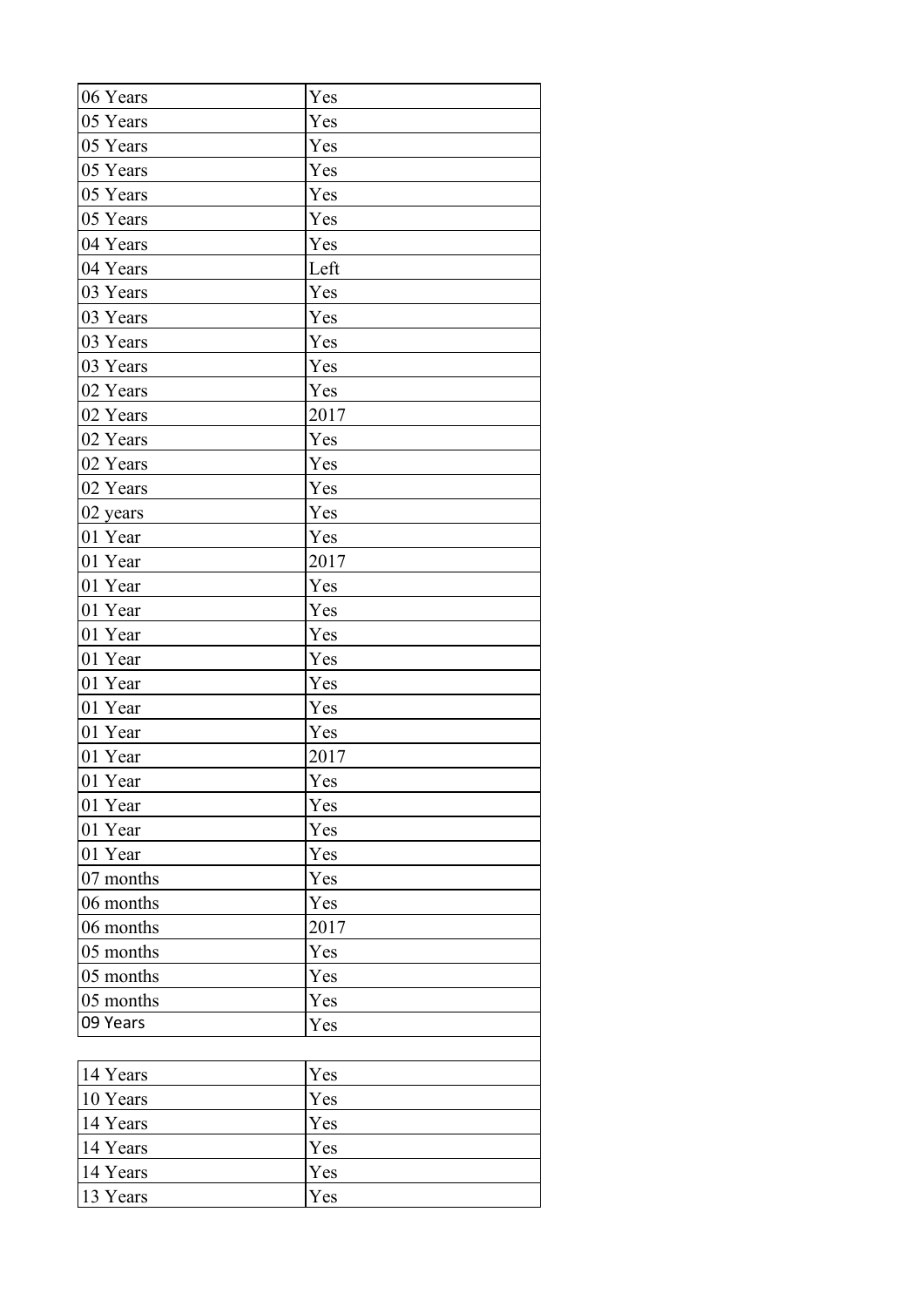| | |
|---|---|
| 06 Years | Yes |
| 05 Years | Yes |
| 05 Years | Yes |
| 05 Years | Yes |
| 05 Years | Yes |
| 05 Years | Yes |
| 04 Years | Yes |
| 04 Years | Left |
| 03 Years | Yes |
| 03 Years | Yes |
| 03 Years | Yes |
| 03 Years | Yes |
| 02 Years | Yes |
| 02 Years | 2017 |
| 02 Years | Yes |
| 02 Years | Yes |
| 02 Years | Yes |
| 02 years | Yes |
| 01 Year | Yes |
| 01 Year | 2017 |
| 01 Year | Yes |
| 01 Year | Yes |
| 01 Year | Yes |
| 01 Year | Yes |
| 01 Year | Yes |
| 01 Year | Yes |
| 01 Year | Yes |
| 01 Year | 2017 |
| 01 Year | Yes |
| 01 Year | Yes |
| 01 Year | Yes |
| 01 Year | Yes |
| 07 months | Yes |
| 06 months | Yes |
| 06 months | 2017 |
| 05 months | Yes |
| 05 months | Yes |
| 05 months | Yes |
| 09 Years | Yes |
| | |
| 14 Years | Yes |
| 10 Years | Yes |
| 14 Years | Yes |
| 14 Years | Yes |
| 14 Years | Yes |
| 13 Years | Yes |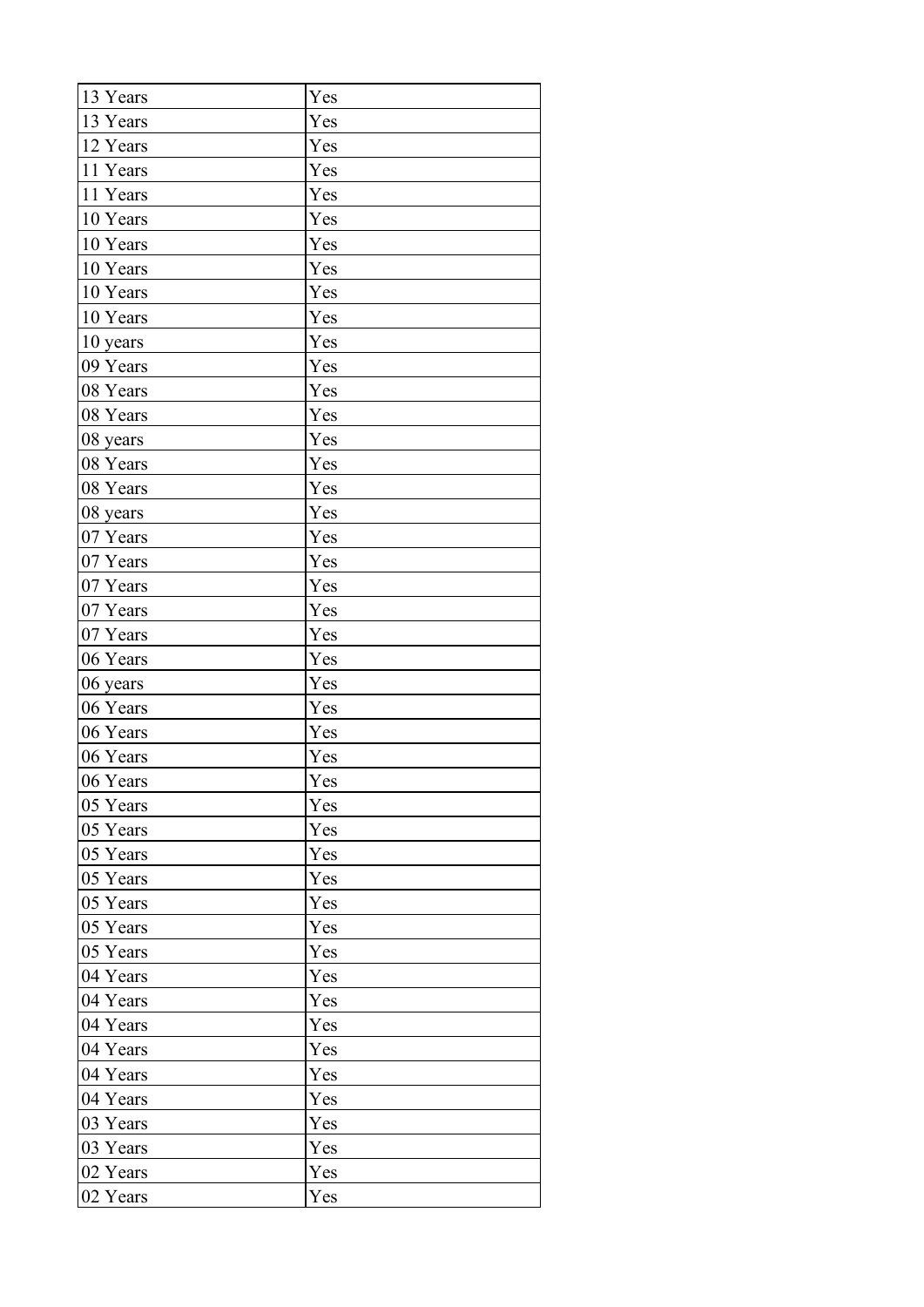| 13 Years | Yes |
| --- | --- |
| 13 Years | Yes |
| 12 Years | Yes |
| 11 Years | Yes |
| 11 Years | Yes |
| 10 Years | Yes |
| 10 Years | Yes |
| 10 Years | Yes |
| 10 Years | Yes |
| 10 Years | Yes |
| 10 years | Yes |
| 09 Years | Yes |
| 08 Years | Yes |
| 08 Years | Yes |
| 08 years | Yes |
| 08 Years | Yes |
| 08 Years | Yes |
| 08 years | Yes |
| 07 Years | Yes |
| 07 Years | Yes |
| 07 Years | Yes |
| 07 Years | Yes |
| 07 Years | Yes |
| 06 Years | Yes |
| 06 years | Yes |
| 06 Years | Yes |
| 06 Years | Yes |
| 06 Years | Yes |
| 06 Years | Yes |
| 05 Years | Yes |
| 05 Years | Yes |
| 05 Years | Yes |
| 05 Years | Yes |
| 05 Years | Yes |
| 05 Years | Yes |
| 05 Years | Yes |
| 04 Years | Yes |
| 04 Years | Yes |
| 04 Years | Yes |
| 04 Years | Yes |
| 04 Years | Yes |
| 04 Years | Yes |
| 03 Years | Yes |
| 03 Years | Yes |
| 02 Years | Yes |
| 02 Years | Yes |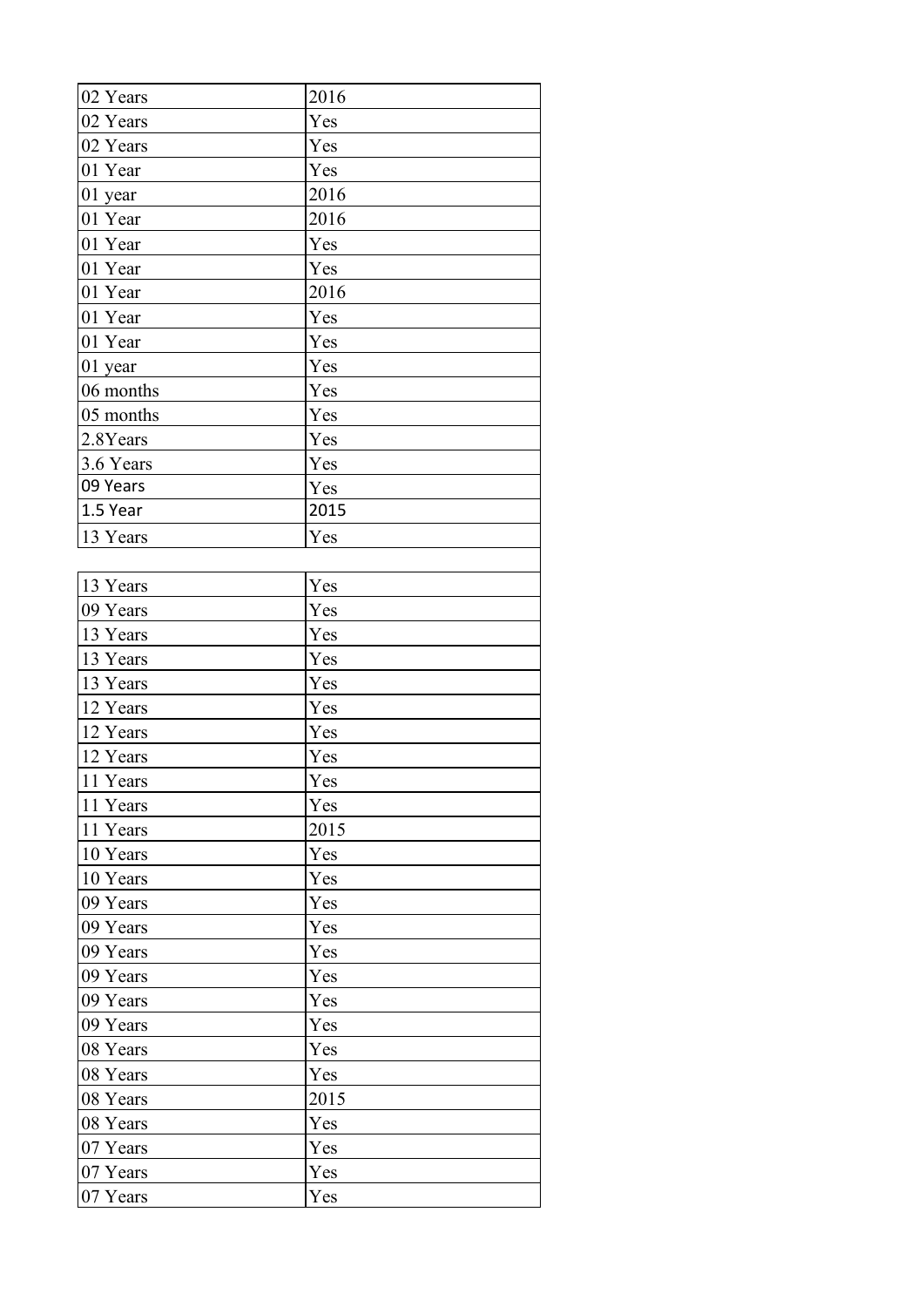| | |
|---|---|
| 02 Years | 2016 |
| 02 Years | Yes |
| 02 Years | Yes |
| 01 Year | Yes |
| 01 year | 2016 |
| 01 Year | 2016 |
| 01 Year | Yes |
| 01 Year | Yes |
| 01 Year | 2016 |
| 01 Year | Yes |
| 01 Year | Yes |
| 01 year | Yes |
| 06 months | Yes |
| 05 months | Yes |
| 2.8Years | Yes |
| 3.6 Years | Yes |
| 09 Years | Yes |
| 1.5 Year | 2015 |
| 13 Years | Yes |
| | |
| 13 Years | Yes |
| 09 Years | Yes |
| 13 Years | Yes |
| 13 Years | Yes |
| 13 Years | Yes |
| 12 Years | Yes |
| 12 Years | Yes |
| 12 Years | Yes |
| 11 Years | Yes |
| 11 Years | Yes |
| 11 Years | 2015 |
| 10 Years | Yes |
| 10 Years | Yes |
| 09 Years | Yes |
| 09 Years | Yes |
| 09 Years | Yes |
| 09 Years | Yes |
| 09 Years | Yes |
| 09 Years | Yes |
| 08 Years | Yes |
| 08 Years | Yes |
| 08 Years | 2015 |
| 08 Years | Yes |
| 07 Years | Yes |
| 07 Years | Yes |
| 07 Years | Yes |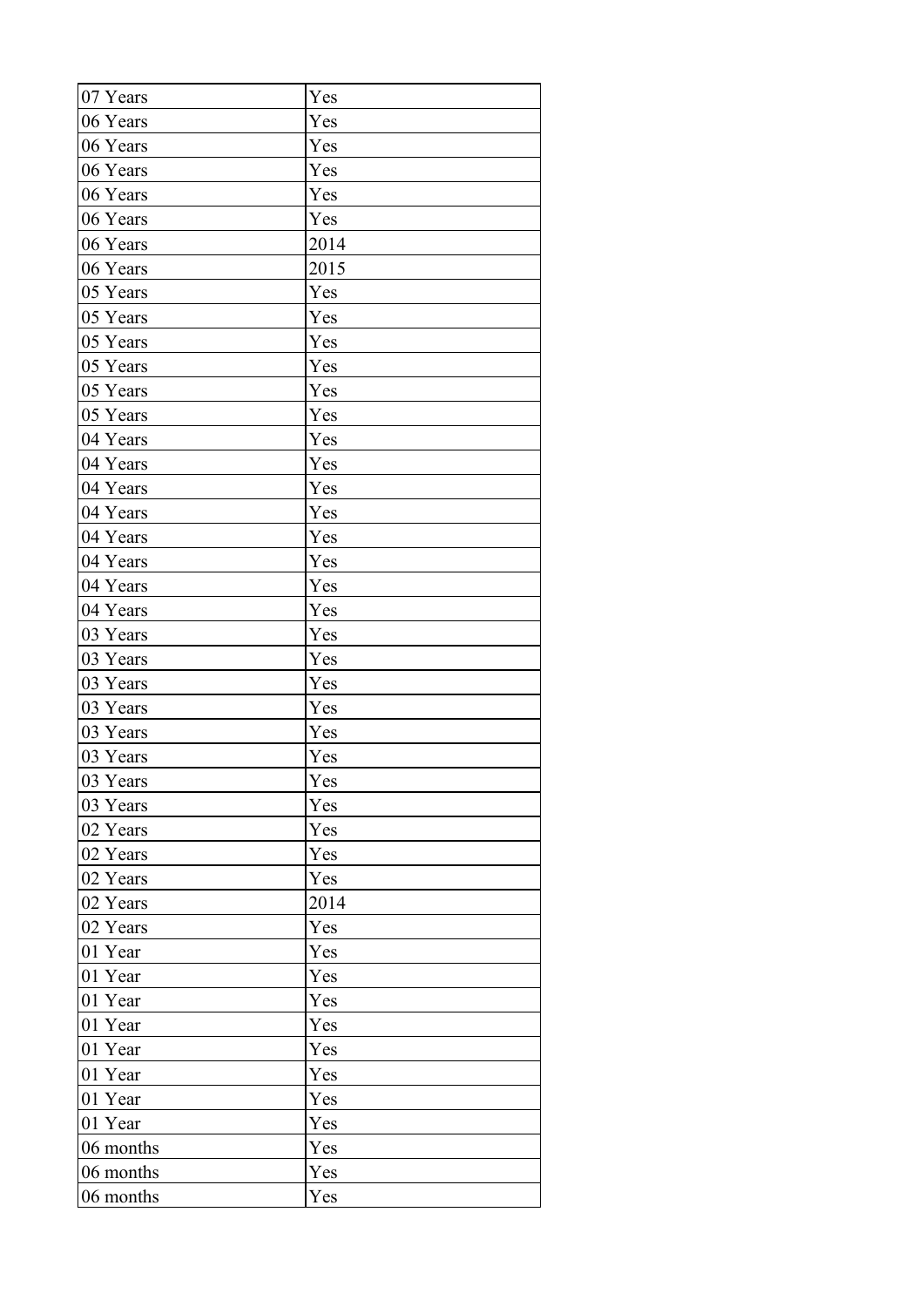| 07 Years | Yes |
|---|---|
| 06 Years | Yes |
| 06 Years | Yes |
| 06 Years | Yes |
| 06 Years | Yes |
| 06 Years | Yes |
| 06 Years | 2014 |
| 06 Years | 2015 |
| 05 Years | Yes |
| 05 Years | Yes |
| 05 Years | Yes |
| 05 Years | Yes |
| 05 Years | Yes |
| 05 Years | Yes |
| 04 Years | Yes |
| 04 Years | Yes |
| 04 Years | Yes |
| 04 Years | Yes |
| 04 Years | Yes |
| 04 Years | Yes |
| 04 Years | Yes |
| 04 Years | Yes |
| 03 Years | Yes |
| 03 Years | Yes |
| 03 Years | Yes |
| 03 Years | Yes |
| 03 Years | Yes |
| 03 Years | Yes |
| 03 Years | Yes |
| 03 Years | Yes |
| 02 Years | Yes |
| 02 Years | Yes |
| 02 Years | Yes |
| 02 Years | 2014 |
| 02 Years | Yes |
| 01 Year | Yes |
| 01 Year | Yes |
| 01 Year | Yes |
| 01 Year | Yes |
| 01 Year | Yes |
| 01 Year | Yes |
| 01 Year | Yes |
| 01 Year | Yes |
| 06 months | Yes |
| 06 months | Yes |
| 06 months | Yes |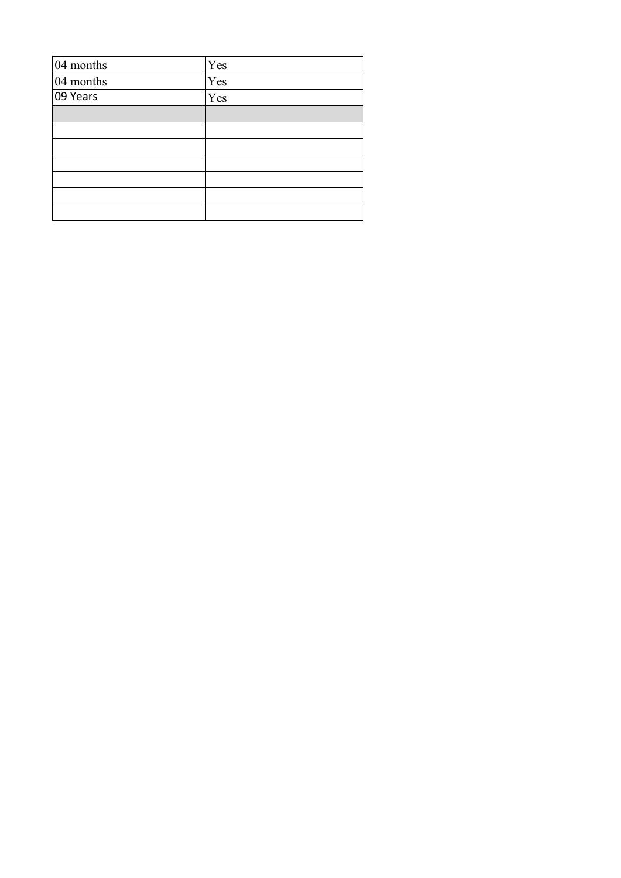| | |
|---|---|
| 04 months | Yes |
| 04 months | Yes |
| 09 Years | Yes |
| | |
| | |
| | |
| | |
| | |
| | |
| | |